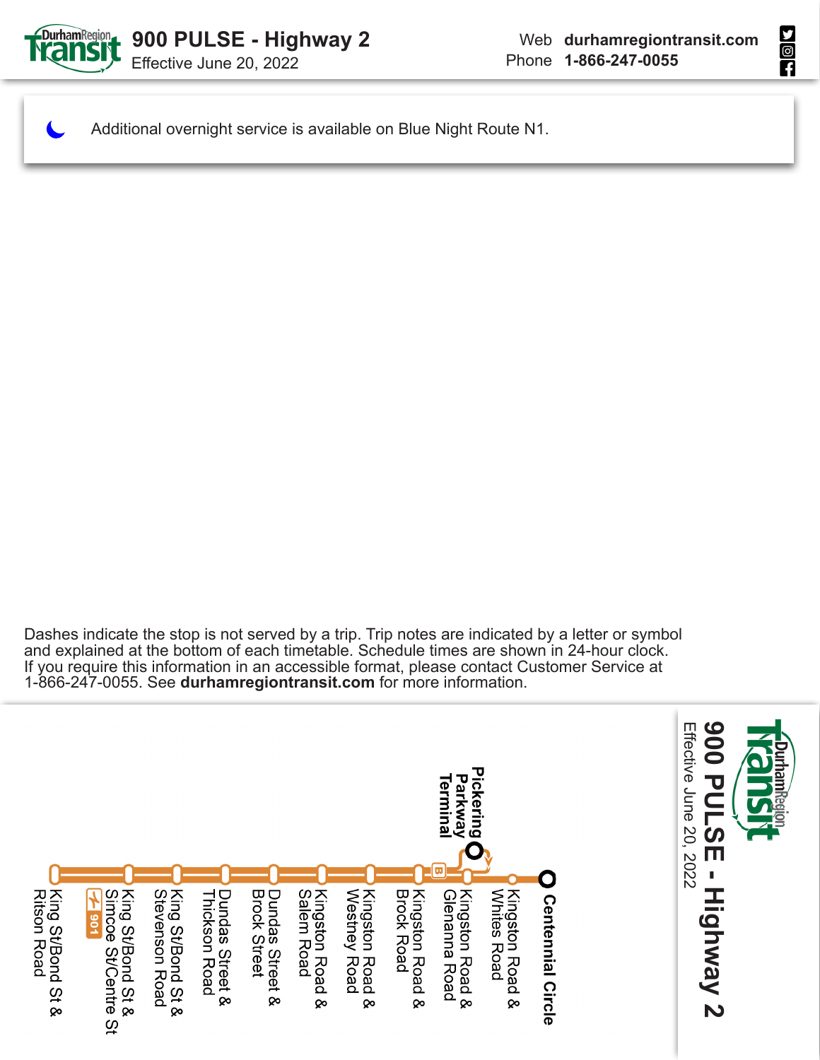# 900 PULSE - Highway 2

Effective June 20, 2022

Web **durhamregiontransit.com**
Phone **1-866-247-0055**

Additional overnight service is available on Blue Night Route N1.

Dashes indicate the stop is not served by a trip. Trip notes are indicated by a letter or symbol and explained at the bottom of each timetable. Schedule times are shown in 24-hour clock. If you require this information in an accessible format, please contact Customer Service at 1-866-247-0055. See **durhamregiontransit.com** for more information.

## 900 PULSE - Highway 2

Effective June 20, 2022

- **Centennial Circle**
- Kingston Road & Whites Road
- **Pickering Parkway Terminal**
- Kingston Road & Glenanna Road
- B
- Kingston Road & Brock Road
- Kingston Road & Westney Road
- Kingston Road & Salem Road
- Dundas Street & Brock Street
- Dundas Street & Thickson Road
- King St/Bond St & Stevenson Road
- King St/Bond St & Simcoe St/Centre St (901)
- King St/Bond St & Ritson Road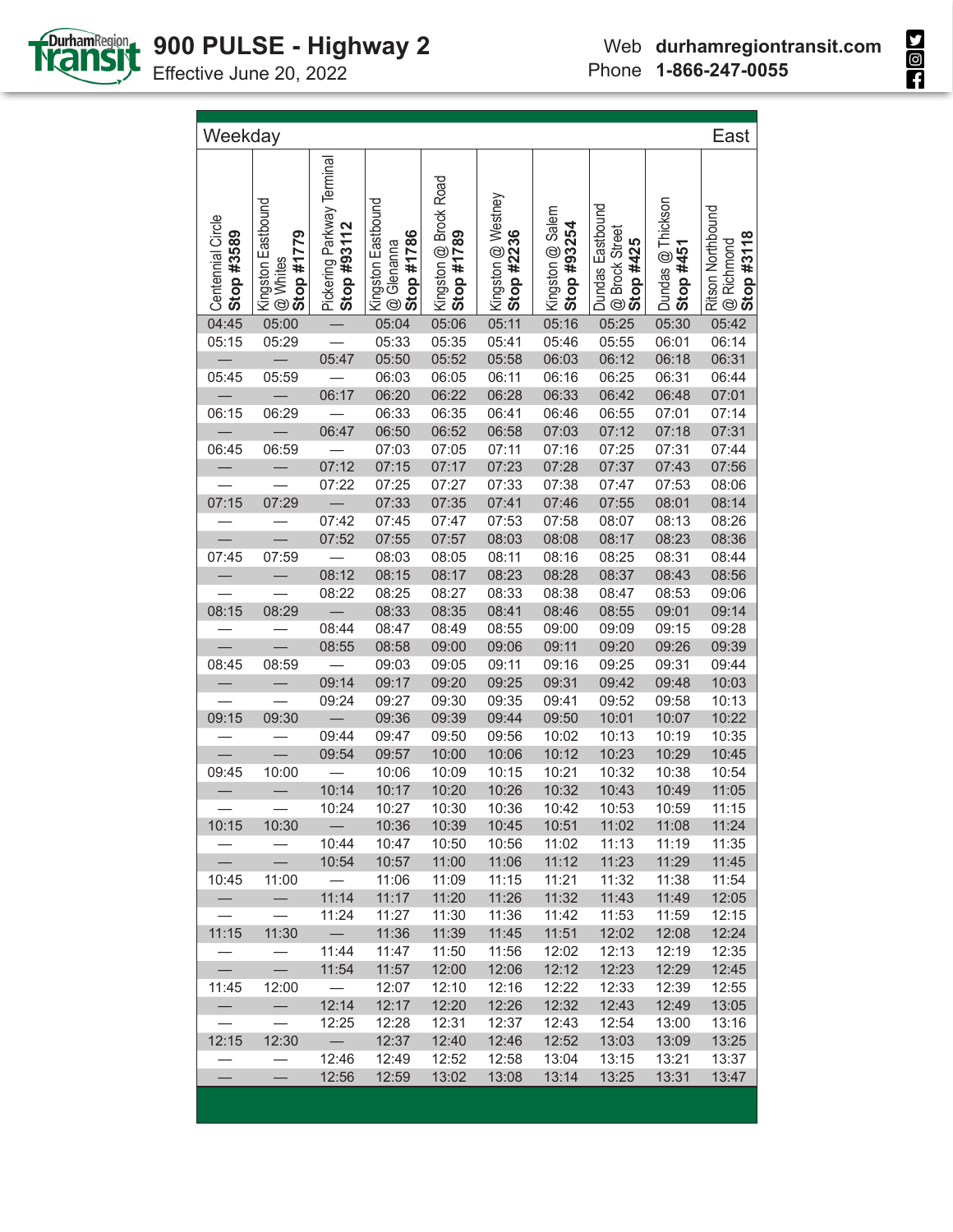# 900 PULSE - Highway 2

Effective June 20, 2022

Web **durhamregiontransit.com**
Phone **1-866-247-0055**

## Weekday — East

| Centennial Circle **Stop #3589** | Kingston Eastbound @ Whites **Stop #1779** | Pickering Parkway Terminal **Stop #93112** | Kingston Eastbound @ Glenanna **Stop #1786** | Kingston @ Brock Road **Stop #1789** | Kingston @ Westney **Stop #2236** | Kingston @ Salem **Stop #93254** | Dundas Eastbound @ Brock Street **Stop #425** | Dundas @ Thickson **Stop #451** | Ritson Northbound @ Richmond **Stop #3118** |
|---|---|---|---|---|---|---|---|---|---|
| 04:45 | 05:00 | — | 05:04 | 05:06 | 05:11 | 05:16 | 05:25 | 05:30 | 05:42 |
| 05:15 | 05:29 | — | 05:33 | 05:35 | 05:41 | 05:46 | 05:55 | 06:01 | 06:14 |
| — | — | 05:47 | 05:50 | 05:52 | 05:58 | 06:03 | 06:12 | 06:18 | 06:31 |
| 05:45 | 05:59 | — | 06:03 | 06:05 | 06:11 | 06:16 | 06:25 | 06:31 | 06:44 |
| — | — | 06:17 | 06:20 | 06:22 | 06:28 | 06:33 | 06:42 | 06:48 | 07:01 |
| 06:15 | 06:29 | — | 06:33 | 06:35 | 06:41 | 06:46 | 06:55 | 07:01 | 07:14 |
| — | — | 06:47 | 06:50 | 06:52 | 06:58 | 07:03 | 07:12 | 07:18 | 07:31 |
| 06:45 | 06:59 | — | 07:03 | 07:05 | 07:11 | 07:16 | 07:25 | 07:31 | 07:44 |
| — | — | 07:12 | 07:15 | 07:17 | 07:23 | 07:28 | 07:37 | 07:43 | 07:56 |
| — | — | 07:22 | 07:25 | 07:27 | 07:33 | 07:38 | 07:47 | 07:53 | 08:06 |
| 07:15 | 07:29 | — | 07:33 | 07:35 | 07:41 | 07:46 | 07:55 | 08:01 | 08:14 |
| — | — | 07:42 | 07:45 | 07:47 | 07:53 | 07:58 | 08:07 | 08:13 | 08:26 |
| — | — | 07:52 | 07:55 | 07:57 | 08:03 | 08:08 | 08:17 | 08:23 | 08:36 |
| 07:45 | 07:59 | — | 08:03 | 08:05 | 08:11 | 08:16 | 08:25 | 08:31 | 08:44 |
| — | — | 08:12 | 08:15 | 08:17 | 08:23 | 08:28 | 08:37 | 08:43 | 08:56 |
| — | — | 08:22 | 08:25 | 08:27 | 08:33 | 08:38 | 08:47 | 08:53 | 09:06 |
| 08:15 | 08:29 | — | 08:33 | 08:35 | 08:41 | 08:46 | 08:55 | 09:01 | 09:14 |
| — | — | 08:44 | 08:47 | 08:49 | 08:55 | 09:00 | 09:09 | 09:15 | 09:28 |
| — | — | 08:55 | 08:58 | 09:00 | 09:06 | 09:11 | 09:20 | 09:26 | 09:39 |
| 08:45 | 08:59 | — | 09:03 | 09:05 | 09:11 | 09:16 | 09:25 | 09:31 | 09:44 |
| — | — | 09:14 | 09:17 | 09:20 | 09:25 | 09:31 | 09:42 | 09:48 | 10:03 |
| — | — | 09:24 | 09:27 | 09:30 | 09:35 | 09:41 | 09:52 | 09:58 | 10:13 |
| 09:15 | 09:30 | — | 09:36 | 09:39 | 09:44 | 09:50 | 10:01 | 10:07 | 10:22 |
| — | — | 09:44 | 09:47 | 09:50 | 09:56 | 10:02 | 10:13 | 10:19 | 10:35 |
| — | — | 09:54 | 09:57 | 10:00 | 10:06 | 10:12 | 10:23 | 10:29 | 10:45 |
| 09:45 | 10:00 | — | 10:06 | 10:09 | 10:15 | 10:21 | 10:32 | 10:38 | 10:54 |
| — | — | 10:14 | 10:17 | 10:20 | 10:26 | 10:32 | 10:43 | 10:49 | 11:05 |
| — | — | 10:24 | 10:27 | 10:30 | 10:36 | 10:42 | 10:53 | 10:59 | 11:15 |
| 10:15 | 10:30 | — | 10:36 | 10:39 | 10:45 | 10:51 | 11:02 | 11:08 | 11:24 |
| — | — | 10:44 | 10:47 | 10:50 | 10:56 | 11:02 | 11:13 | 11:19 | 11:35 |
| — | — | 10:54 | 10:57 | 11:00 | 11:06 | 11:12 | 11:23 | 11:29 | 11:45 |
| 10:45 | 11:00 | — | 11:06 | 11:09 | 11:15 | 11:21 | 11:32 | 11:38 | 11:54 |
| — | — | 11:14 | 11:17 | 11:20 | 11:26 | 11:32 | 11:43 | 11:49 | 12:05 |
| — | — | 11:24 | 11:27 | 11:30 | 11:36 | 11:42 | 11:53 | 11:59 | 12:15 |
| 11:15 | 11:30 | — | 11:36 | 11:39 | 11:45 | 11:51 | 12:02 | 12:08 | 12:24 |
| — | — | 11:44 | 11:47 | 11:50 | 11:56 | 12:02 | 12:13 | 12:19 | 12:35 |
| — | — | 11:54 | 11:57 | 12:00 | 12:06 | 12:12 | 12:23 | 12:29 | 12:45 |
| 11:45 | 12:00 | — | 12:07 | 12:10 | 12:16 | 12:22 | 12:33 | 12:39 | 12:55 |
| — | — | 12:14 | 12:17 | 12:20 | 12:26 | 12:32 | 12:43 | 12:49 | 13:05 |
| — | — | 12:25 | 12:28 | 12:31 | 12:37 | 12:43 | 12:54 | 13:00 | 13:16 |
| 12:15 | 12:30 | — | 12:37 | 12:40 | 12:46 | 12:52 | 13:03 | 13:09 | 13:25 |
| — | — | 12:46 | 12:49 | 12:52 | 12:58 | 13:04 | 13:15 | 13:21 | 13:37 |
| — | — | 12:56 | 12:59 | 13:02 | 13:08 | 13:14 | 13:25 | 13:31 | 13:47 |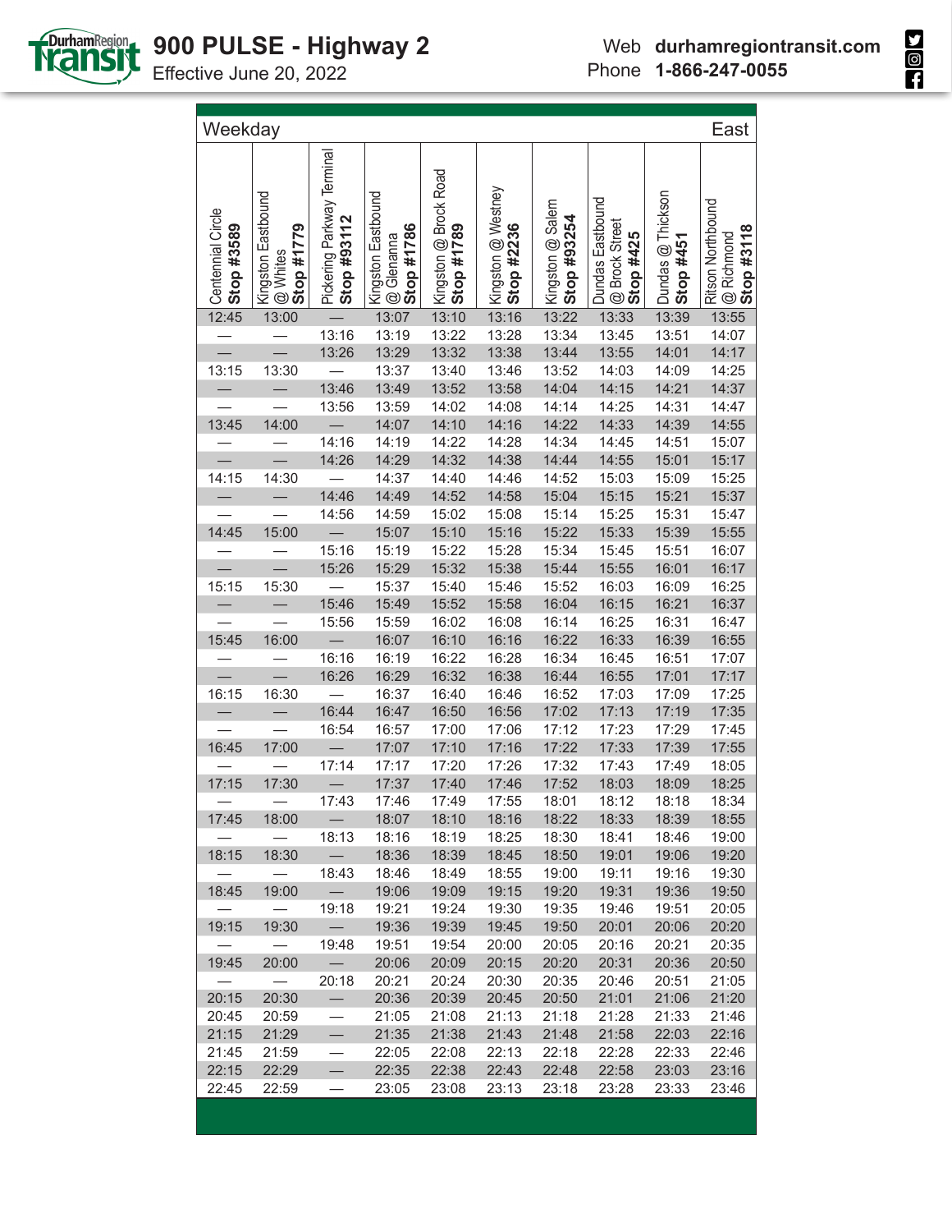# 900 PULSE - Highway 2

Effective June 20, 2022

Web **durhamregiontransit.com**
Phone **1-866-247-0055**

Weekday — East

| Centennial Circle **Stop #3589** | Kingston Eastbound @ Whites **Stop #1779** | Pickering Parkway Terminal **Stop #93112** | Kingston Eastbound @ Glenanna **Stop #1786** | Kingston @ Brock Road **Stop #1789** | Kingston @ Westney **Stop #2236** | Kingston @ Salem **Stop #93254** | Dundas Eastbound @ Brock Street **Stop #425** | Dundas @ Thickson **Stop #451** | Ritson Northbound @ Richmond **Stop #3118** |
|---|---|---|---|---|---|---|---|---|---|
| 12:45 | 13:00 | — | 13:07 | 13:10 | 13:16 | 13:22 | 13:33 | 13:39 | 13:55 |
| — | — | 13:16 | 13:19 | 13:22 | 13:28 | 13:34 | 13:45 | 13:51 | 14:07 |
| — | — | 13:26 | 13:29 | 13:32 | 13:38 | 13:44 | 13:55 | 14:01 | 14:17 |
| 13:15 | 13:30 | — | 13:37 | 13:40 | 13:46 | 13:52 | 14:03 | 14:09 | 14:25 |
| — | — | 13:46 | 13:49 | 13:52 | 13:58 | 14:04 | 14:15 | 14:21 | 14:37 |
| — | — | 13:56 | 13:59 | 14:02 | 14:08 | 14:14 | 14:25 | 14:31 | 14:47 |
| 13:45 | 14:00 | — | 14:07 | 14:10 | 14:16 | 14:22 | 14:33 | 14:39 | 14:55 |
| — | — | 14:16 | 14:19 | 14:22 | 14:28 | 14:34 | 14:45 | 14:51 | 15:07 |
| — | — | 14:26 | 14:29 | 14:32 | 14:38 | 14:44 | 14:55 | 15:01 | 15:17 |
| 14:15 | 14:30 | — | 14:37 | 14:40 | 14:46 | 14:52 | 15:03 | 15:09 | 15:25 |
| — | — | 14:46 | 14:49 | 14:52 | 14:58 | 15:04 | 15:15 | 15:21 | 15:37 |
| — | — | 14:56 | 14:59 | 15:02 | 15:08 | 15:14 | 15:25 | 15:31 | 15:47 |
| 14:45 | 15:00 | — | 15:07 | 15:10 | 15:16 | 15:22 | 15:33 | 15:39 | 15:55 |
| — | — | 15:16 | 15:19 | 15:22 | 15:28 | 15:34 | 15:45 | 15:51 | 16:07 |
| — | — | 15:26 | 15:29 | 15:32 | 15:38 | 15:44 | 15:55 | 16:01 | 16:17 |
| 15:15 | 15:30 | — | 15:37 | 15:40 | 15:46 | 15:52 | 16:03 | 16:09 | 16:25 |
| — | — | 15:46 | 15:49 | 15:52 | 15:58 | 16:04 | 16:15 | 16:21 | 16:37 |
| — | — | 15:56 | 15:59 | 16:02 | 16:08 | 16:14 | 16:25 | 16:31 | 16:47 |
| 15:45 | 16:00 | — | 16:07 | 16:10 | 16:16 | 16:22 | 16:33 | 16:39 | 16:55 |
| — | — | 16:16 | 16:19 | 16:22 | 16:28 | 16:34 | 16:45 | 16:51 | 17:07 |
| — | — | 16:26 | 16:29 | 16:32 | 16:38 | 16:44 | 16:55 | 17:01 | 17:17 |
| 16:15 | 16:30 | — | 16:37 | 16:40 | 16:46 | 16:52 | 17:03 | 17:09 | 17:25 |
| — | — | 16:44 | 16:47 | 16:50 | 16:56 | 17:02 | 17:13 | 17:19 | 17:35 |
| — | — | 16:54 | 16:57 | 17:00 | 17:06 | 17:12 | 17:23 | 17:29 | 17:45 |
| 16:45 | 17:00 | — | 17:07 | 17:10 | 17:16 | 17:22 | 17:33 | 17:39 | 17:55 |
| — | — | 17:14 | 17:17 | 17:20 | 17:26 | 17:32 | 17:43 | 17:49 | 18:05 |
| 17:15 | 17:30 | — | 17:37 | 17:40 | 17:46 | 17:52 | 18:03 | 18:09 | 18:25 |
| — | — | 17:43 | 17:46 | 17:49 | 17:55 | 18:01 | 18:12 | 18:18 | 18:34 |
| 17:45 | 18:00 | — | 18:07 | 18:10 | 18:16 | 18:22 | 18:33 | 18:39 | 18:55 |
| — | — | 18:13 | 18:16 | 18:19 | 18:25 | 18:30 | 18:41 | 18:46 | 19:00 |
| 18:15 | 18:30 | — | 18:36 | 18:39 | 18:45 | 18:50 | 19:01 | 19:06 | 19:20 |
| — | — | 18:43 | 18:46 | 18:49 | 18:55 | 19:00 | 19:11 | 19:16 | 19:30 |
| 18:45 | 19:00 | — | 19:06 | 19:09 | 19:15 | 19:20 | 19:31 | 19:36 | 19:50 |
| — | — | 19:18 | 19:21 | 19:24 | 19:30 | 19:35 | 19:46 | 19:51 | 20:05 |
| 19:15 | 19:30 | — | 19:36 | 19:39 | 19:45 | 19:50 | 20:01 | 20:06 | 20:20 |
| — | — | 19:48 | 19:51 | 19:54 | 20:00 | 20:05 | 20:16 | 20:21 | 20:35 |
| 19:45 | 20:00 | — | 20:06 | 20:09 | 20:15 | 20:20 | 20:31 | 20:36 | 20:50 |
| — | — | 20:18 | 20:21 | 20:24 | 20:30 | 20:35 | 20:46 | 20:51 | 21:05 |
| 20:15 | 20:30 | — | 20:36 | 20:39 | 20:45 | 20:50 | 21:01 | 21:06 | 21:20 |
| 20:45 | 20:59 | — | 21:05 | 21:08 | 21:13 | 21:18 | 21:28 | 21:33 | 21:46 |
| 21:15 | 21:29 | — | 21:35 | 21:38 | 21:43 | 21:48 | 21:58 | 22:03 | 22:16 |
| 21:45 | 21:59 | — | 22:05 | 22:08 | 22:13 | 22:18 | 22:28 | 22:33 | 22:46 |
| 22:15 | 22:29 | — | 22:35 | 22:38 | 22:43 | 22:48 | 22:58 | 23:03 | 23:16 |
| 22:45 | 22:59 | — | 23:05 | 23:08 | 23:13 | 23:18 | 23:28 | 23:33 | 23:46 |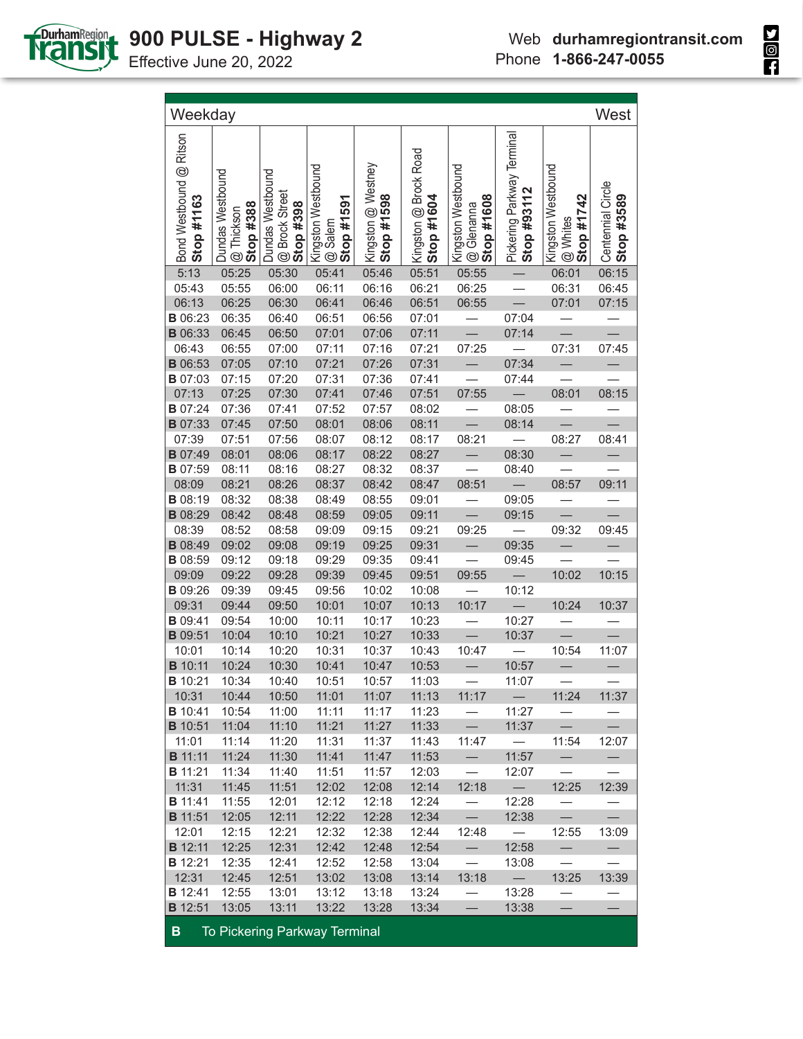# 900 PULSE - Highway 2

Effective June 20, 2022

Web **durhamregiontransit.com**
Phone **1-866-247-0055**

| Weekday | | | | | | | | | West |
|---|---|---|---|---|---|---|---|---|---|
| Bond Westbound @ Ritson **Stop #1163** | Dundas Westbound @ Thickson **Stop #388** | Dundas Westbound @ Brock Street **Stop #398** | Kingston Westbound @ Salem **Stop #1591** | Kingston @ Westney **Stop #1598** | Kingston @ Brock Road **Stop #1604** | Kingston Westbound @ Glenanna **Stop #1608** | Pickering Parkway Terminal **Stop #93112** | Kingston Westbound @ Whites **Stop #1742** | Centennial Circle **Stop #3589** |
| 5:13 | 05:25 | 05:30 | 05:41 | 05:46 | 05:51 | 05:55 | — | 06:01 | 06:15 |
| 05:43 | 05:55 | 06:00 | 06:11 | 06:16 | 06:21 | 06:25 | — | 06:31 | 06:45 |
| 06:13 | 06:25 | 06:30 | 06:41 | 06:46 | 06:51 | 06:55 | — | 07:01 | 07:15 |
| **B** 06:23 | 06:35 | 06:40 | 06:51 | 06:56 | 07:01 | — | 07:04 | — | — |
| **B** 06:33 | 06:45 | 06:50 | 07:01 | 07:06 | 07:11 | — | 07:14 | — | — |
| 06:43 | 06:55 | 07:00 | 07:11 | 07:16 | 07:21 | 07:25 | — | 07:31 | 07:45 |
| **B** 06:53 | 07:05 | 07:10 | 07:21 | 07:26 | 07:31 | — | 07:34 | — | — |
| **B** 07:03 | 07:15 | 07:20 | 07:31 | 07:36 | 07:41 | — | 07:44 | — | — |
| 07:13 | 07:25 | 07:30 | 07:41 | 07:46 | 07:51 | 07:55 | — | 08:01 | 08:15 |
| **B** 07:24 | 07:36 | 07:41 | 07:52 | 07:57 | 08:02 | — | 08:05 | — | — |
| **B** 07:33 | 07:45 | 07:50 | 08:01 | 08:06 | 08:11 | — | 08:14 | — | — |
| 07:39 | 07:51 | 07:56 | 08:07 | 08:12 | 08:17 | 08:21 | — | 08:27 | 08:41 |
| **B** 07:49 | 08:01 | 08:06 | 08:17 | 08:22 | 08:27 | — | 08:30 | — | — |
| **B** 07:59 | 08:11 | 08:16 | 08:27 | 08:32 | 08:37 | — | 08:40 | — | — |
| 08:09 | 08:21 | 08:26 | 08:37 | 08:42 | 08:47 | 08:51 | — | 08:57 | 09:11 |
| **B** 08:19 | 08:32 | 08:38 | 08:49 | 08:55 | 09:01 | — | 09:05 | — | — |
| **B** 08:29 | 08:42 | 08:48 | 08:59 | 09:05 | 09:11 | — | 09:15 | — | — |
| 08:39 | 08:52 | 08:58 | 09:09 | 09:15 | 09:21 | 09:25 | — | 09:32 | 09:45 |
| **B** 08:49 | 09:02 | 09:08 | 09:19 | 09:25 | 09:31 | — | 09:35 | — | — |
| **B** 08:59 | 09:12 | 09:18 | 09:29 | 09:35 | 09:41 | — | 09:45 | — | — |
| 09:09 | 09:22 | 09:28 | 09:39 | 09:45 | 09:51 | 09:55 | — | 10:02 | 10:15 |
| **B** 09:26 | 09:39 | 09:45 | 09:56 | 10:02 | 10:08 | — | 10:12 | | |
| 09:31 | 09:44 | 09:50 | 10:01 | 10:07 | 10:13 | 10:17 | — | 10:24 | 10:37 |
| **B** 09:41 | 09:54 | 10:00 | 10:11 | 10:17 | 10:23 | — | 10:27 | — | — |
| **B** 09:51 | 10:04 | 10:10 | 10:21 | 10:27 | 10:33 | — | 10:37 | — | — |
| 10:01 | 10:14 | 10:20 | 10:31 | 10:37 | 10:43 | 10:47 | — | 10:54 | 11:07 |
| **B** 10:11 | 10:24 | 10:30 | 10:41 | 10:47 | 10:53 | — | 10:57 | — | — |
| **B** 10:21 | 10:34 | 10:40 | 10:51 | 10:57 | 11:03 | — | 11:07 | — | — |
| 10:31 | 10:44 | 10:50 | 11:01 | 11:07 | 11:13 | 11:17 | — | 11:24 | 11:37 |
| **B** 10:41 | 10:54 | 11:00 | 11:11 | 11:17 | 11:23 | — | 11:27 | — | — |
| **B** 10:51 | 11:04 | 11:10 | 11:21 | 11:27 | 11:33 | — | 11:37 | — | — |
| 11:01 | 11:14 | 11:20 | 11:31 | 11:37 | 11:43 | 11:47 | — | 11:54 | 12:07 |
| **B** 11:11 | 11:24 | 11:30 | 11:41 | 11:47 | 11:53 | — | 11:57 | — | — |
| **B** 11:21 | 11:34 | 11:40 | 11:51 | 11:57 | 12:03 | — | 12:07 | — | — |
| 11:31 | 11:45 | 11:51 | 12:02 | 12:08 | 12:14 | 12:18 | — | 12:25 | 12:39 |
| **B** 11:41 | 11:55 | 12:01 | 12:12 | 12:18 | 12:24 | — | 12:28 | — | — |
| **B** 11:51 | 12:05 | 12:11 | 12:22 | 12:28 | 12:34 | — | 12:38 | — | — |
| 12:01 | 12:15 | 12:21 | 12:32 | 12:38 | 12:44 | 12:48 | — | 12:55 | 13:09 |
| **B** 12:11 | 12:25 | 12:31 | 12:42 | 12:48 | 12:54 | — | 12:58 | — | — |
| **B** 12:21 | 12:35 | 12:41 | 12:52 | 12:58 | 13:04 | — | 13:08 | — | — |
| 12:31 | 12:45 | 12:51 | 13:02 | 13:08 | 13:14 | 13:18 | — | 13:25 | 13:39 |
| **B** 12:41 | 12:55 | 13:01 | 13:12 | 13:18 | 13:24 | — | 13:28 | — | — |
| **B** 12:51 | 13:05 | 13:11 | 13:22 | 13:28 | 13:34 | — | 13:38 | — | — |

**B** To Pickering Parkway Terminal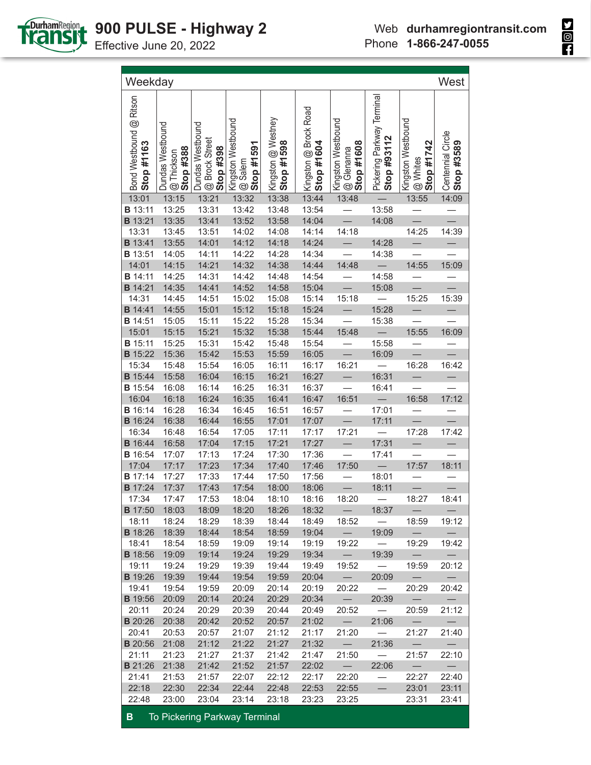# 900 PULSE - Highway 2

Effective June 20, 2022

Web **durhamregiontransit.com**
Phone **1-866-247-0055**

**Weekday** — **West**

| Bond Westbound @ Ritson **Stop #1163** | Dundas Westbound @ Thickson **Stop #388** | Dundas Westbound @ Brock Street **Stop #398** | Kingston Westbound @ Salem **Stop #1591** | Kingston @ Westney **Stop #1598** | Kingston @ Brock Road **Stop #1604** | Kingston Westbound @ Glenanna **Stop #1608** | Pickering Parkway Terminal **Stop #93112** | Kingston Westbound @ Whites **Stop #1742** | Centennial Circle **Stop #3589** |
|---|---|---|---|---|---|---|---|---|---|
| 13:01 | 13:15 | 13:21 | 13:32 | 13:38 | 13:44 | 13:48 | — | 13:55 | 14:09 |
| **B** 13:11 | 13:25 | 13:31 | 13:42 | 13:48 | 13:54 | — | 13:58 | — | — |
| **B** 13:21 | 13:35 | 13:41 | 13:52 | 13:58 | 14:04 | — | 14:08 | — | — |
| 13:31 | 13:45 | 13:51 | 14:02 | 14:08 | 14:14 | 14:18 | | 14:25 | 14:39 |
| **B** 13:41 | 13:55 | 14:01 | 14:12 | 14:18 | 14:24 | — | 14:28 | — | — |
| **B** 13:51 | 14:05 | 14:11 | 14:22 | 14:28 | 14:34 | — | 14:38 | — | — |
| 14:01 | 14:15 | 14:21 | 14:32 | 14:38 | 14:44 | 14:48 | — | 14:55 | 15:09 |
| **B** 14:11 | 14:25 | 14:31 | 14:42 | 14:48 | 14:54 | — | 14:58 | — | — |
| **B** 14:21 | 14:35 | 14:41 | 14:52 | 14:58 | 15:04 | — | 15:08 | — | — |
| 14:31 | 14:45 | 14:51 | 15:02 | 15:08 | 15:14 | 15:18 | — | 15:25 | 15:39 |
| **B** 14:41 | 14:55 | 15:01 | 15:12 | 15:18 | 15:24 | — | 15:28 | — | — |
| **B** 14:51 | 15:05 | 15:11 | 15:22 | 15:28 | 15:34 | — | 15:38 | — | — |
| 15:01 | 15:15 | 15:21 | 15:32 | 15:38 | 15:44 | 15:48 | — | 15:55 | 16:09 |
| **B** 15:11 | 15:25 | 15:31 | 15:42 | 15:48 | 15:54 | — | 15:58 | — | — |
| **B** 15:22 | 15:36 | 15:42 | 15:53 | 15:59 | 16:05 | — | 16:09 | — | — |
| 15:34 | 15:48 | 15:54 | 16:05 | 16:11 | 16:17 | 16:21 | — | 16:28 | 16:42 |
| **B** 15:44 | 15:58 | 16:04 | 16:15 | 16:21 | 16:27 | — | 16:31 | — | — |
| **B** 15:54 | 16:08 | 16:14 | 16:25 | 16:31 | 16:37 | — | 16:41 | — | — |
| 16:04 | 16:18 | 16:24 | 16:35 | 16:41 | 16:47 | 16:51 | — | 16:58 | 17:12 |
| **B** 16:14 | 16:28 | 16:34 | 16:45 | 16:51 | 16:57 | — | 17:01 | — | — |
| **B** 16:24 | 16:38 | 16:44 | 16:55 | 17:01 | 17:07 | — | 17:11 | — | — |
| 16:34 | 16:48 | 16:54 | 17:05 | 17:11 | 17:17 | 17:21 | — | 17:28 | 17:42 |
| **B** 16:44 | 16:58 | 17:04 | 17:15 | 17:21 | 17:27 | — | 17:31 | — | — |
| **B** 16:54 | 17:07 | 17:13 | 17:24 | 17:30 | 17:36 | — | 17:41 | — | — |
| 17:04 | 17:17 | 17:23 | 17:34 | 17:40 | 17:46 | 17:50 | — | 17:57 | 18:11 |
| **B** 17:14 | 17:27 | 17:33 | 17:44 | 17:50 | 17:56 | — | 18:01 | — | — |
| **B** 17:24 | 17:37 | 17:43 | 17:54 | 18:00 | 18:06 | — | 18:11 | — | — |
| 17:34 | 17:47 | 17:53 | 18:04 | 18:10 | 18:16 | 18:20 | — | 18:27 | 18:41 |
| **B** 17:50 | 18:03 | 18:09 | 18:20 | 18:26 | 18:32 | — | 18:37 | — | — |
| 18:11 | 18:24 | 18:29 | 18:39 | 18:44 | 18:49 | 18:52 | — | 18:59 | 19:12 |
| **B** 18:26 | 18:39 | 18:44 | 18:54 | 18:59 | 19:04 | — | 19:09 | — | — |
| 18:41 | 18:54 | 18:59 | 19:09 | 19:14 | 19:19 | 19:22 | — | 19:29 | 19:42 |
| **B** 18:56 | 19:09 | 19:14 | 19:24 | 19:29 | 19:34 | — | 19:39 | — | — |
| 19:11 | 19:24 | 19:29 | 19:39 | 19:44 | 19:49 | 19:52 | — | 19:59 | 20:12 |
| **B** 19:26 | 19:39 | 19:44 | 19:54 | 19:59 | 20:04 | — | 20:09 | — | — |
| 19:41 | 19:54 | 19:59 | 20:09 | 20:14 | 20:19 | 20:22 | — | 20:29 | 20:42 |
| **B** 19:56 | 20:09 | 20:14 | 20:24 | 20:29 | 20:34 | — | 20:39 | — | — |
| 20:11 | 20:24 | 20:29 | 20:39 | 20:44 | 20:49 | 20:52 | — | 20:59 | 21:12 |
| **B** 20:26 | 20:38 | 20:42 | 20:52 | 20:57 | 21:02 | — | 21:06 | — | — |
| 20:41 | 20:53 | 20:57 | 21:07 | 21:12 | 21:17 | 21:20 | — | 21:27 | 21:40 |
| **B** 20:56 | 21:08 | 21:12 | 21:22 | 21:27 | 21:32 | — | 21:36 | — | — |
| 21:11 | 21:23 | 21:27 | 21:37 | 21:42 | 21:47 | 21:50 | — | 21:57 | 22:10 |
| **B** 21:26 | 21:38 | 21:42 | 21:52 | 21:57 | 22:02 | — | 22:06 | — | — |
| 21:41 | 21:53 | 21:57 | 22:07 | 22:12 | 22:17 | 22:20 | — | 22:27 | 22:40 |
| 22:18 | 22:30 | 22:34 | 22:44 | 22:48 | 22:53 | 22:55 | — | 23:01 | 23:11 |
| 22:48 | 23:00 | 23:04 | 23:14 | 23:18 | 23:23 | 23:25 | | 23:31 | 23:41 |

**B** To Pickering Parkway Terminal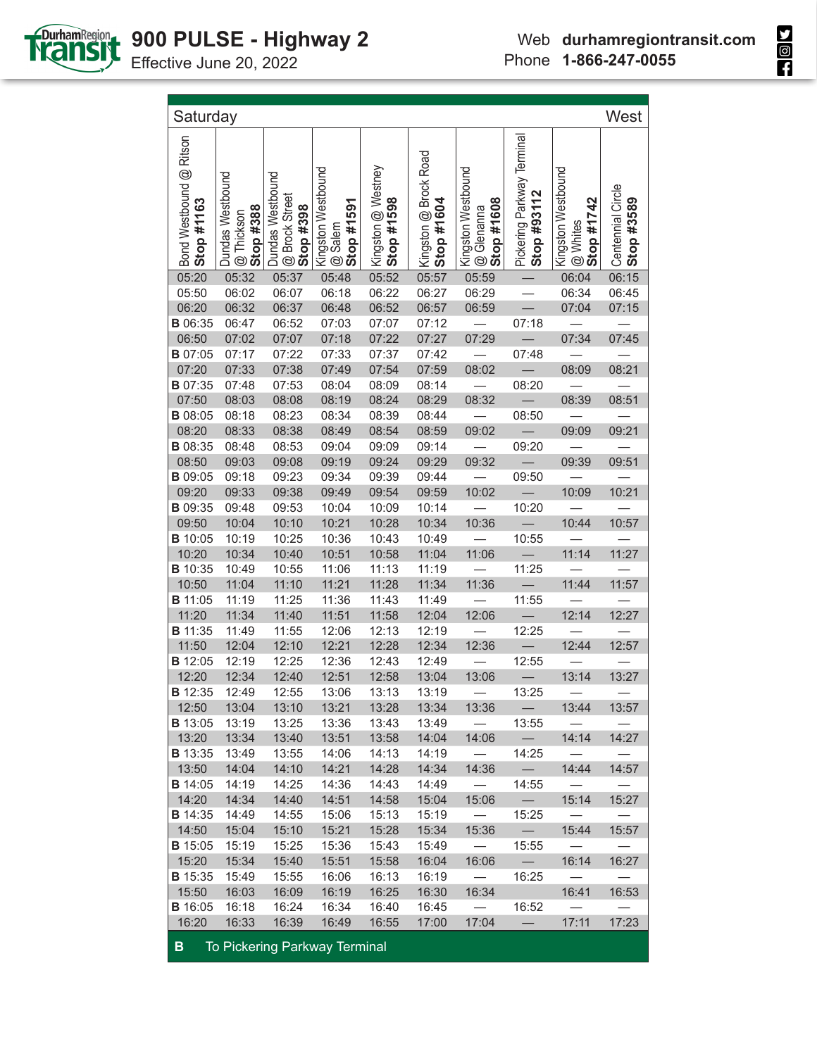# 900 PULSE - Highway 2

Effective June 20, 2022

Web **durhamregiontransit.com**
Phone **1-866-247-0055**

| Saturday | | | | | | | | | West |
|---|---|---|---|---|---|---|---|---|---|
| Bond Westbound @ Ritson **Stop #1163** | Dundas Westbound @ Thickson **Stop #388** | Dundas Westbound @ Brock Street **Stop #398** | Kingston Westbound @ Salem **Stop #1591** | Kingston @ Westney **Stop #1598** | Kingston @ Brock Road **Stop #1604** | Kingston Westbound @ Glenanna **Stop #1608** | Pickering Parkway Terminal **Stop #93112** | Kingston Westbound @ Whites **Stop #1742** | Centennial Circle **Stop #3589** |
| 05:20 | 05:32 | 05:37 | 05:48 | 05:52 | 05:57 | 05:59 | — | 06:04 | 06:15 |
| 05:50 | 06:02 | 06:07 | 06:18 | 06:22 | 06:27 | 06:29 | — | 06:34 | 06:45 |
| 06:20 | 06:32 | 06:37 | 06:48 | 06:52 | 06:57 | 06:59 | — | 07:04 | 07:15 |
| **B** 06:35 | 06:47 | 06:52 | 07:03 | 07:07 | 07:12 | — | 07:18 | — | — |
| 06:50 | 07:02 | 07:07 | 07:18 | 07:22 | 07:27 | 07:29 | — | 07:34 | 07:45 |
| **B** 07:05 | 07:17 | 07:22 | 07:33 | 07:37 | 07:42 | — | 07:48 | — | — |
| 07:20 | 07:33 | 07:38 | 07:49 | 07:54 | 07:59 | 08:02 | — | 08:09 | 08:21 |
| **B** 07:35 | 07:48 | 07:53 | 08:04 | 08:09 | 08:14 | — | 08:20 | — | — |
| 07:50 | 08:03 | 08:08 | 08:19 | 08:24 | 08:29 | 08:32 | — | 08:39 | 08:51 |
| **B** 08:05 | 08:18 | 08:23 | 08:34 | 08:39 | 08:44 | — | 08:50 | — | — |
| 08:20 | 08:33 | 08:38 | 08:49 | 08:54 | 08:59 | 09:02 | — | 09:09 | 09:21 |
| **B** 08:35 | 08:48 | 08:53 | 09:04 | 09:09 | 09:14 | — | 09:20 | — | — |
| 08:50 | 09:03 | 09:08 | 09:19 | 09:24 | 09:29 | 09:32 | — | 09:39 | 09:51 |
| **B** 09:05 | 09:18 | 09:23 | 09:34 | 09:39 | 09:44 | — | 09:50 | — | — |
| 09:20 | 09:33 | 09:38 | 09:49 | 09:54 | 09:59 | 10:02 | — | 10:09 | 10:21 |
| **B** 09:35 | 09:48 | 09:53 | 10:04 | 10:09 | 10:14 | — | 10:20 | — | — |
| 09:50 | 10:04 | 10:10 | 10:21 | 10:28 | 10:34 | 10:36 | — | 10:44 | 10:57 |
| **B** 10:05 | 10:19 | 10:25 | 10:36 | 10:43 | 10:49 | — | 10:55 | — | — |
| 10:20 | 10:34 | 10:40 | 10:51 | 10:58 | 11:04 | 11:06 | — | 11:14 | 11:27 |
| **B** 10:35 | 10:49 | 10:55 | 11:06 | 11:13 | 11:19 | — | 11:25 | — | — |
| 10:50 | 11:04 | 11:10 | 11:21 | 11:28 | 11:34 | 11:36 | — | 11:44 | 11:57 |
| **B** 11:05 | 11:19 | 11:25 | 11:36 | 11:43 | 11:49 | — | 11:55 | — | — |
| 11:20 | 11:34 | 11:40 | 11:51 | 11:58 | 12:04 | 12:06 | — | 12:14 | 12:27 |
| **B** 11:35 | 11:49 | 11:55 | 12:06 | 12:13 | 12:19 | — | 12:25 | — | — |
| 11:50 | 12:04 | 12:10 | 12:21 | 12:28 | 12:34 | 12:36 | — | 12:44 | 12:57 |
| **B** 12:05 | 12:19 | 12:25 | 12:36 | 12:43 | 12:49 | — | 12:55 | — | — |
| 12:20 | 12:34 | 12:40 | 12:51 | 12:58 | 13:04 | 13:06 | — | 13:14 | 13:27 |
| **B** 12:35 | 12:49 | 12:55 | 13:06 | 13:13 | 13:19 | — | 13:25 | — | — |
| 12:50 | 13:04 | 13:10 | 13:21 | 13:28 | 13:34 | 13:36 | — | 13:44 | 13:57 |
| **B** 13:05 | 13:19 | 13:25 | 13:36 | 13:43 | 13:49 | — | 13:55 | — | — |
| 13:20 | 13:34 | 13:40 | 13:51 | 13:58 | 14:04 | 14:06 | — | 14:14 | 14:27 |
| **B** 13:35 | 13:49 | 13:55 | 14:06 | 14:13 | 14:19 | — | 14:25 | — | — |
| 13:50 | 14:04 | 14:10 | 14:21 | 14:28 | 14:34 | 14:36 | — | 14:44 | 14:57 |
| **B** 14:05 | 14:19 | 14:25 | 14:36 | 14:43 | 14:49 | — | 14:55 | — | — |
| 14:20 | 14:34 | 14:40 | 14:51 | 14:58 | 15:04 | 15:06 | — | 15:14 | 15:27 |
| **B** 14:35 | 14:49 | 14:55 | 15:06 | 15:13 | 15:19 | — | 15:25 | — | — |
| 14:50 | 15:04 | 15:10 | 15:21 | 15:28 | 15:34 | 15:36 | — | 15:44 | 15:57 |
| **B** 15:05 | 15:19 | 15:25 | 15:36 | 15:43 | 15:49 | — | 15:55 | — | — |
| 15:20 | 15:34 | 15:40 | 15:51 | 15:58 | 16:04 | 16:06 | — | 16:14 | 16:27 |
| **B** 15:35 | 15:49 | 15:55 | 16:06 | 16:13 | 16:19 | — | 16:25 | — | — |
| 15:50 | 16:03 | 16:09 | 16:19 | 16:25 | 16:30 | 16:34 | — | 16:41 | 16:53 |
| **B** 16:05 | 16:18 | 16:24 | 16:34 | 16:40 | 16:45 | — | 16:52 | — | — |
| 16:20 | 16:33 | 16:39 | 16:49 | 16:55 | 17:00 | 17:04 | — | 17:11 | 17:23 |

**B** To Pickering Parkway Terminal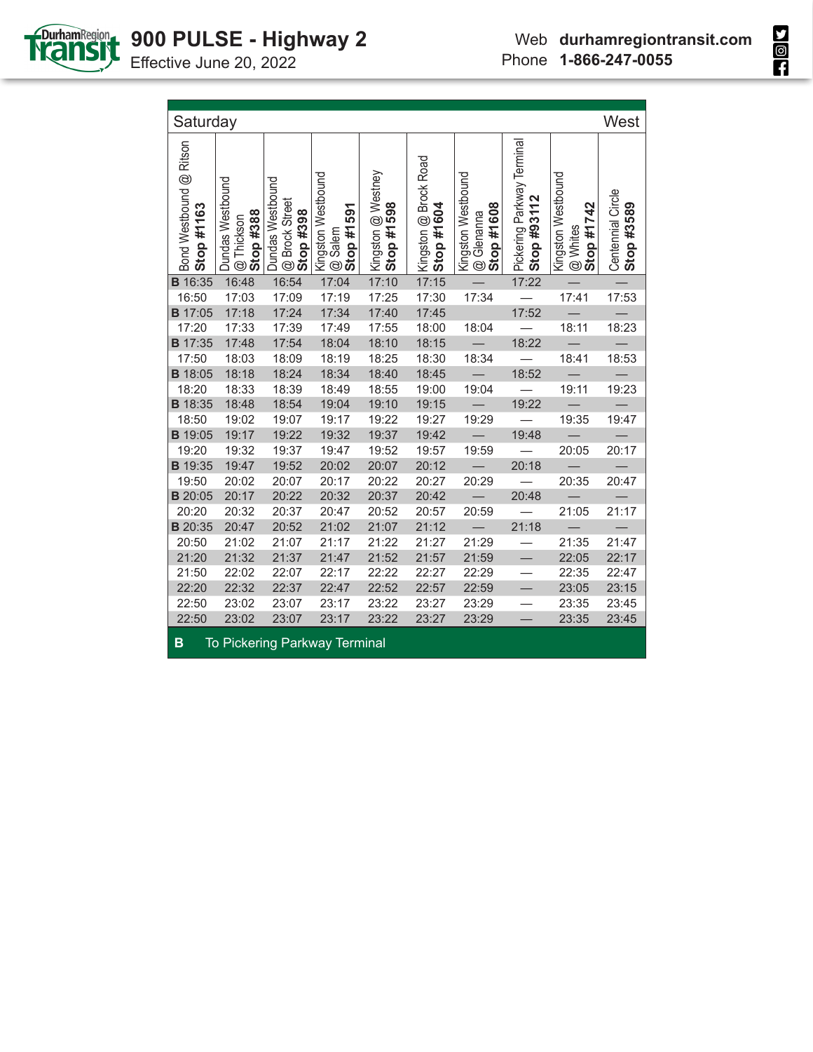# 900 PULSE - Highway 2

Effective June 20, 2022

Web **durhamregiontransit.com**
Phone **1-866-247-0055**

## Saturday — West

| Bond Westbound @ Ritson **Stop #1163** | Dundas Westbound @ Thickson **Stop #388** | Dundas Westbound @ Brock Street **Stop #398** | Kingston Westbound @ Salem **Stop #1591** | Kingston @ Westney **Stop #1598** | Kingston @ Brock Road **Stop #1604** | Kingston Westbound @ Glenanna **Stop #1608** | Pickering Parkway Terminal **Stop #93112** | Kingston Westbound @ Whites **Stop #1742** | Centennial Circle **Stop #3589** |
|---|---|---|---|---|---|---|---|---|---|
| **B** 16:35 | 16:48 | 16:54 | 17:04 | 17:10 | 17:15 | — | 17:22 | — | — |
| 16:50 | 17:03 | 17:09 | 17:19 | 17:25 | 17:30 | 17:34 | — | 17:41 | 17:53 |
| **B** 17:05 | 17:18 | 17:24 | 17:34 | 17:40 | 17:45 | | 17:52 | — | — |
| 17:20 | 17:33 | 17:39 | 17:49 | 17:55 | 18:00 | 18:04 | — | 18:11 | 18:23 |
| **B** 17:35 | 17:48 | 17:54 | 18:04 | 18:10 | 18:15 | — | 18:22 | — | — |
| 17:50 | 18:03 | 18:09 | 18:19 | 18:25 | 18:30 | 18:34 | — | 18:41 | 18:53 |
| **B** 18:05 | 18:18 | 18:24 | 18:34 | 18:40 | 18:45 | — | 18:52 | — | — |
| 18:20 | 18:33 | 18:39 | 18:49 | 18:55 | 19:00 | 19:04 | — | 19:11 | 19:23 |
| **B** 18:35 | 18:48 | 18:54 | 19:04 | 19:10 | 19:15 | — | 19:22 | — | — |
| 18:50 | 19:02 | 19:07 | 19:17 | 19:22 | 19:27 | 19:29 | — | 19:35 | 19:47 |
| **B** 19:05 | 19:17 | 19:22 | 19:32 | 19:37 | 19:42 | — | 19:48 | — | — |
| 19:20 | 19:32 | 19:37 | 19:47 | 19:52 | 19:57 | 19:59 | — | 20:05 | 20:17 |
| **B** 19:35 | 19:47 | 19:52 | 20:02 | 20:07 | 20:12 | — | 20:18 | — | — |
| 19:50 | 20:02 | 20:07 | 20:17 | 20:22 | 20:27 | 20:29 | — | 20:35 | 20:47 |
| **B** 20:05 | 20:17 | 20:22 | 20:32 | 20:37 | 20:42 | — | 20:48 | — | — |
| 20:20 | 20:32 | 20:37 | 20:47 | 20:52 | 20:57 | 20:59 | — | 21:05 | 21:17 |
| **B** 20:35 | 20:47 | 20:52 | 21:02 | 21:07 | 21:12 | — | 21:18 | — | — |
| 20:50 | 21:02 | 21:07 | 21:17 | 21:22 | 21:27 | 21:29 | — | 21:35 | 21:47 |
| 21:20 | 21:32 | 21:37 | 21:47 | 21:52 | 21:57 | 21:59 | — | 22:05 | 22:17 |
| 21:50 | 22:02 | 22:07 | 22:17 | 22:22 | 22:27 | 22:29 | — | 22:35 | 22:47 |
| 22:20 | 22:32 | 22:37 | 22:47 | 22:52 | 22:57 | 22:59 | — | 23:05 | 23:15 |
| 22:50 | 23:02 | 23:07 | 23:17 | 23:22 | 23:27 | 23:29 | — | 23:35 | 23:45 |
| 22:50 | 23:02 | 23:07 | 23:17 | 23:22 | 23:27 | 23:29 | — | 23:35 | 23:45 |

**B** To Pickering Parkway Terminal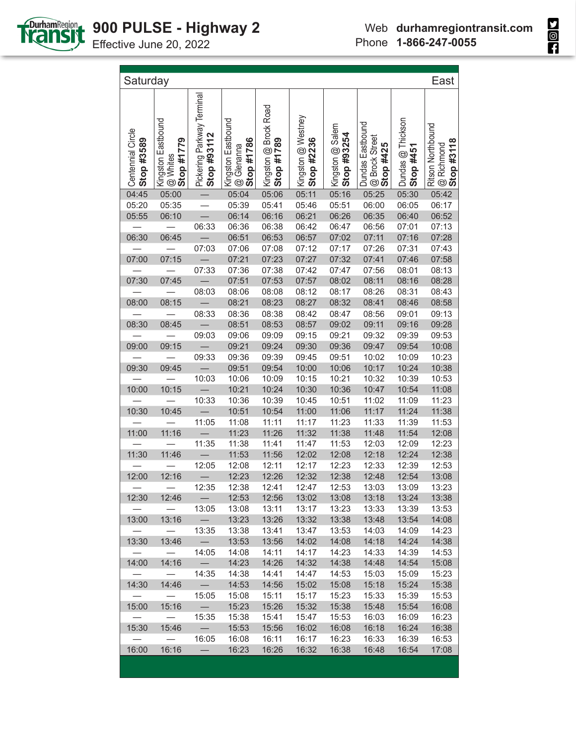# 900 PULSE - Highway 2

Effective June 20, 2022

Web **durhamregiontransit.com**
Phone **1-866-247-0055**

## Saturday — East

| Centennial Circle **Stop #3589** | Kingston Eastbound @ Whites **Stop #1779** | Pickering Parkway Terminal **Stop #93112** | Kingston Eastbound @ Glenanna **Stop #1786** | Kingston @ Brock Road **Stop #1789** | Kingston @ Westney **Stop #2236** | Kingston @ Salem **Stop #93254** | Dundas Eastbound @ Brock Street **Stop #425** | Dundas @ Thickson **Stop #451** | Ritson Northbound @ Richmond **Stop #3118** |
|---|---|---|---|---|---|---|---|---|---|
| 04:45 | 05:00 | — | 05:04 | 05:06 | 05:11 | 05:16 | 05:25 | 05:30 | 05:42 |
| 05:20 | 05:35 | — | 05:39 | 05:41 | 05:46 | 05:51 | 06:00 | 06:05 | 06:17 |
| 05:55 | 06:10 | — | 06:14 | 06:16 | 06:21 | 06:26 | 06:35 | 06:40 | 06:52 |
| — | — | 06:33 | 06:36 | 06:38 | 06:42 | 06:47 | 06:56 | 07:01 | 07:13 |
| 06:30 | 06:45 | — | 06:51 | 06:53 | 06:57 | 07:02 | 07:11 | 07:16 | 07:28 |
| — | — | 07:03 | 07:06 | 07:08 | 07:12 | 07:17 | 07:26 | 07:31 | 07:43 |
| 07:00 | 07:15 | — | 07:21 | 07:23 | 07:27 | 07:32 | 07:41 | 07:46 | 07:58 |
| — | — | 07:33 | 07:36 | 07:38 | 07:42 | 07:47 | 07:56 | 08:01 | 08:13 |
| 07:30 | 07:45 | — | 07:51 | 07:53 | 07:57 | 08:02 | 08:11 | 08:16 | 08:28 |
| — | — | 08:03 | 08:06 | 08:08 | 08:12 | 08:17 | 08:26 | 08:31 | 08:43 |
| 08:00 | 08:15 | — | 08:21 | 08:23 | 08:27 | 08:32 | 08:41 | 08:46 | 08:58 |
| — | — | 08:33 | 08:36 | 08:38 | 08:42 | 08:47 | 08:56 | 09:01 | 09:13 |
| 08:30 | 08:45 | — | 08:51 | 08:53 | 08:57 | 09:02 | 09:11 | 09:16 | 09:28 |
| — | — | 09:03 | 09:06 | 09:09 | 09:15 | 09:21 | 09:32 | 09:39 | 09:53 |
| 09:00 | 09:15 | — | 09:21 | 09:24 | 09:30 | 09:36 | 09:47 | 09:54 | 10:08 |
| — | — | 09:33 | 09:36 | 09:39 | 09:45 | 09:51 | 10:02 | 10:09 | 10:23 |
| 09:30 | 09:45 | — | 09:51 | 09:54 | 10:00 | 10:06 | 10:17 | 10:24 | 10:38 |
| — | — | 10:03 | 10:06 | 10:09 | 10:15 | 10:21 | 10:32 | 10:39 | 10:53 |
| 10:00 | 10:15 | — | 10:21 | 10:24 | 10:30 | 10:36 | 10:47 | 10:54 | 11:08 |
| — | — | 10:33 | 10:36 | 10:39 | 10:45 | 10:51 | 11:02 | 11:09 | 11:23 |
| 10:30 | 10:45 | — | 10:51 | 10:54 | 11:00 | 11:06 | 11:17 | 11:24 | 11:38 |
| — | — | 11:05 | 11:08 | 11:11 | 11:17 | 11:23 | 11:33 | 11:39 | 11:53 |
| 11:00 | 11:16 | — | 11:23 | 11:26 | 11:32 | 11:38 | 11:48 | 11:54 | 12:08 |
| — | — | 11:35 | 11:38 | 11:41 | 11:47 | 11:53 | 12:03 | 12:09 | 12:23 |
| 11:30 | 11:46 | — | 11:53 | 11:56 | 12:02 | 12:08 | 12:18 | 12:24 | 12:38 |
| — | — | 12:05 | 12:08 | 12:11 | 12:17 | 12:23 | 12:33 | 12:39 | 12:53 |
| 12:00 | 12:16 | — | 12:23 | 12:26 | 12:32 | 12:38 | 12:48 | 12:54 | 13:08 |
| — | — | 12:35 | 12:38 | 12:41 | 12:47 | 12:53 | 13:03 | 13:09 | 13:23 |
| 12:30 | 12:46 | — | 12:53 | 12:56 | 13:02 | 13:08 | 13:18 | 13:24 | 13:38 |
| — | — | 13:05 | 13:08 | 13:11 | 13:17 | 13:23 | 13:33 | 13:39 | 13:53 |
| 13:00 | 13:16 | — | 13:23 | 13:26 | 13:32 | 13:38 | 13:48 | 13:54 | 14:08 |
| — | — | 13:35 | 13:38 | 13:41 | 13:47 | 13:53 | 14:03 | 14:09 | 14:23 |
| 13:30 | 13:46 | — | 13:53 | 13:56 | 14:02 | 14:08 | 14:18 | 14:24 | 14:38 |
| — | — | 14:05 | 14:08 | 14:11 | 14:17 | 14:23 | 14:33 | 14:39 | 14:53 |
| 14:00 | 14:16 | — | 14:23 | 14:26 | 14:32 | 14:38 | 14:48 | 14:54 | 15:08 |
| — | — | 14:35 | 14:38 | 14:41 | 14:47 | 14:53 | 15:03 | 15:09 | 15:23 |
| 14:30 | 14:46 | — | 14:53 | 14:56 | 15:02 | 15:08 | 15:18 | 15:24 | 15:38 |
| — | — | 15:05 | 15:08 | 15:11 | 15:17 | 15:23 | 15:33 | 15:39 | 15:53 |
| 15:00 | 15:16 | — | 15:23 | 15:26 | 15:32 | 15:38 | 15:48 | 15:54 | 16:08 |
| — | — | 15:35 | 15:38 | 15:41 | 15:47 | 15:53 | 16:03 | 16:09 | 16:23 |
| 15:30 | 15:46 | — | 15:53 | 15:56 | 16:02 | 16:08 | 16:18 | 16:24 | 16:38 |
| — | — | 16:05 | 16:08 | 16:11 | 16:17 | 16:23 | 16:33 | 16:39 | 16:53 |
| 16:00 | 16:16 | — | 16:23 | 16:26 | 16:32 | 16:38 | 16:48 | 16:54 | 17:08 |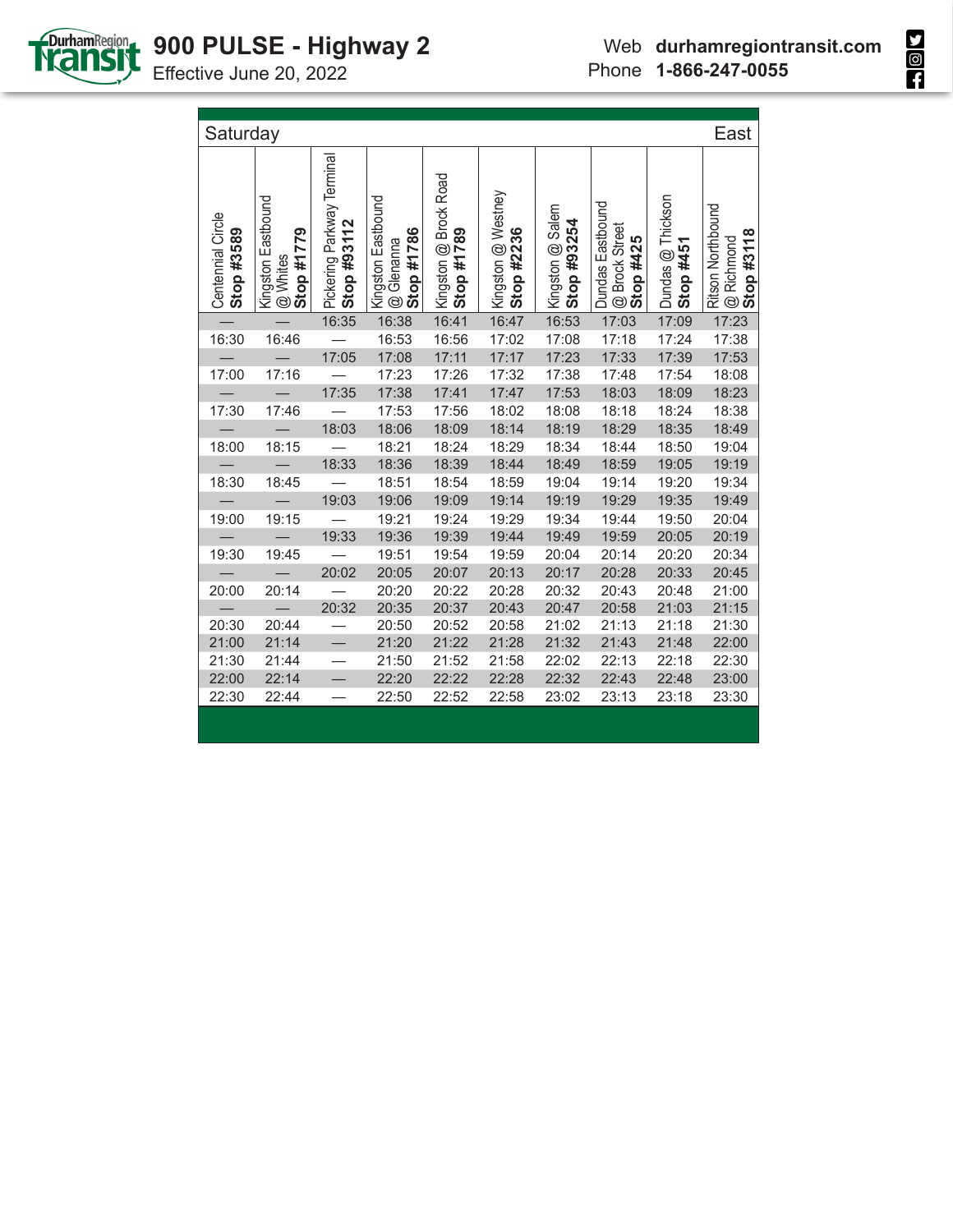# 900 PULSE - Highway 2

Effective June 20, 2022

Web **durhamregiontransit.com**
Phone **1-866-247-0055**

Saturday — East

| Centennial Circle **Stop #3589** | Kingston Eastbound @ Whites **Stop #1779** | Pickering Parkway Terminal **Stop #93112** | Kingston Eastbound @ Glenanna **Stop #1786** | Kingston @ Brock Road **Stop #1789** | Kingston @ Westney **Stop #2236** | Kingston @ Salem **Stop #93254** | Dundas Eastbound @ Brock Street **Stop #425** | Dundas @ Thickson **Stop #451** | Ritson Northbound @ Richmond **Stop #3118** |
|---|---|---|---|---|---|---|---|---|---|
| — | — | 16:35 | 16:38 | 16:41 | 16:47 | 16:53 | 17:03 | 17:09 | 17:23 |
| 16:30 | 16:46 | — | 16:53 | 16:56 | 17:02 | 17:08 | 17:18 | 17:24 | 17:38 |
| — | — | 17:05 | 17:08 | 17:11 | 17:17 | 17:23 | 17:33 | 17:39 | 17:53 |
| 17:00 | 17:16 | — | 17:23 | 17:26 | 17:32 | 17:38 | 17:48 | 17:54 | 18:08 |
| — | — | 17:35 | 17:38 | 17:41 | 17:47 | 17:53 | 18:03 | 18:09 | 18:23 |
| 17:30 | 17:46 | — | 17:53 | 17:56 | 18:02 | 18:08 | 18:18 | 18:24 | 18:38 |
| — | — | 18:03 | 18:06 | 18:09 | 18:14 | 18:19 | 18:29 | 18:35 | 18:49 |
| 18:00 | 18:15 | — | 18:21 | 18:24 | 18:29 | 18:34 | 18:44 | 18:50 | 19:04 |
| — | — | 18:33 | 18:36 | 18:39 | 18:44 | 18:49 | 18:59 | 19:05 | 19:19 |
| 18:30 | 18:45 | — | 18:51 | 18:54 | 18:59 | 19:04 | 19:14 | 19:20 | 19:34 |
| — | — | 19:03 | 19:06 | 19:09 | 19:14 | 19:19 | 19:29 | 19:35 | 19:49 |
| 19:00 | 19:15 | — | 19:21 | 19:24 | 19:29 | 19:34 | 19:44 | 19:50 | 20:04 |
| — | — | 19:33 | 19:36 | 19:39 | 19:44 | 19:49 | 19:59 | 20:05 | 20:19 |
| 19:30 | 19:45 | — | 19:51 | 19:54 | 19:59 | 20:04 | 20:14 | 20:20 | 20:34 |
| — | — | 20:02 | 20:05 | 20:07 | 20:13 | 20:17 | 20:28 | 20:33 | 20:45 |
| 20:00 | 20:14 | — | 20:20 | 20:22 | 20:28 | 20:32 | 20:43 | 20:48 | 21:00 |
| — | — | 20:32 | 20:35 | 20:37 | 20:43 | 20:47 | 20:58 | 21:03 | 21:15 |
| 20:30 | 20:44 | — | 20:50 | 20:52 | 20:58 | 21:02 | 21:13 | 21:18 | 21:30 |
| 21:00 | 21:14 | — | 21:20 | 21:22 | 21:28 | 21:32 | 21:43 | 21:48 | 22:00 |
| 21:30 | 21:44 | — | 21:50 | 21:52 | 21:58 | 22:02 | 22:13 | 22:18 | 22:30 |
| 22:00 | 22:14 | — | 22:20 | 22:22 | 22:28 | 22:32 | 22:43 | 22:48 | 23:00 |
| 22:30 | 22:44 | — | 22:50 | 22:52 | 22:58 | 23:02 | 23:13 | 23:18 | 23:30 |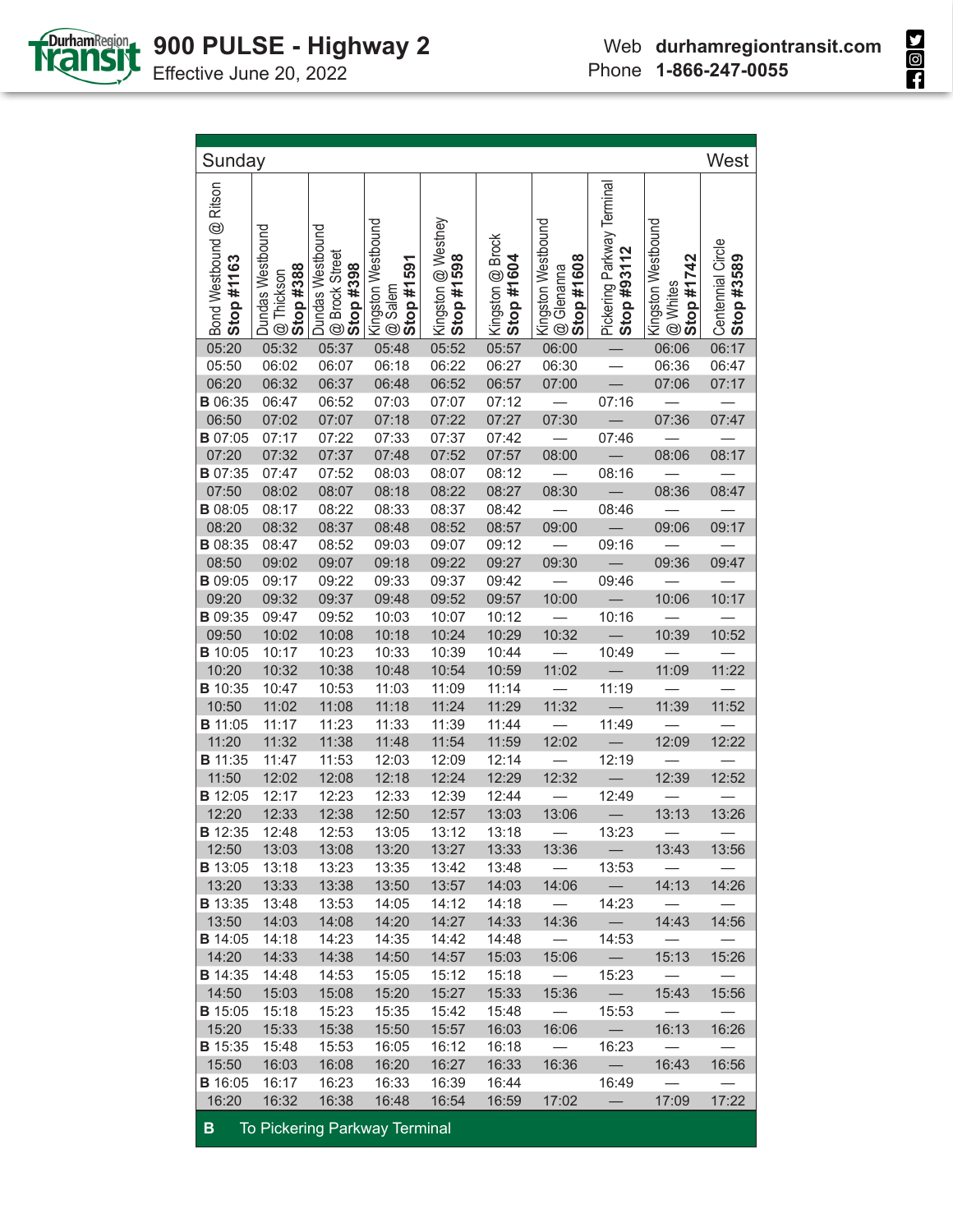# 900 PULSE - Highway 2

Effective June 20, 2022

Web **durhamregiontransit.com**
Phone **1-866-247-0055**

| Sunday | | | | | | | | | West |
|---|---|---|---|---|---|---|---|---|---|
| Bond Westbound @ Ritson **Stop #1163** | Dundas Westbound @ Thickson **Stop #388** | Dundas Westbound @ Brock Street **Stop #398** | Kingston Westbound @ Salem **Stop #1591** | Kingston @ Westney **Stop #1598** | Kingston @ Brock **Stop #1604** | Kingston Westbound @ Glenanna **Stop #1608** | Pickering Parkway Terminal **Stop #93112** | Kingston Westbound @ Whites **Stop #1742** | Centennial Circle **Stop #3589** |
| 05:20 | 05:32 | 05:37 | 05:48 | 05:52 | 05:57 | 06:00 | — | 06:06 | 06:17 |
| 05:50 | 06:02 | 06:07 | 06:18 | 06:22 | 06:27 | 06:30 | — | 06:36 | 06:47 |
| 06:20 | 06:32 | 06:37 | 06:48 | 06:52 | 06:57 | 07:00 | — | 07:06 | 07:17 |
| **B** 06:35 | 06:47 | 06:52 | 07:03 | 07:07 | 07:12 | — | 07:16 | — | — |
| 06:50 | 07:02 | 07:07 | 07:18 | 07:22 | 07:27 | 07:30 | — | 07:36 | 07:47 |
| **B** 07:05 | 07:17 | 07:22 | 07:33 | 07:37 | 07:42 | — | 07:46 | — | — |
| 07:20 | 07:32 | 07:37 | 07:48 | 07:52 | 07:57 | 08:00 | — | 08:06 | 08:17 |
| **B** 07:35 | 07:47 | 07:52 | 08:03 | 08:07 | 08:12 | — | 08:16 | — | — |
| 07:50 | 08:02 | 08:07 | 08:18 | 08:22 | 08:27 | 08:30 | — | 08:36 | 08:47 |
| **B** 08:05 | 08:17 | 08:22 | 08:33 | 08:37 | 08:42 | — | 08:46 | — | — |
| 08:20 | 08:32 | 08:37 | 08:48 | 08:52 | 08:57 | 09:00 | — | 09:06 | 09:17 |
| **B** 08:35 | 08:47 | 08:52 | 09:03 | 09:07 | 09:12 | — | 09:16 | — | — |
| 08:50 | 09:02 | 09:07 | 09:18 | 09:22 | 09:27 | 09:30 | — | 09:36 | 09:47 |
| **B** 09:05 | 09:17 | 09:22 | 09:33 | 09:37 | 09:42 | — | 09:46 | — | — |
| 09:20 | 09:32 | 09:37 | 09:48 | 09:52 | 09:57 | 10:00 | — | 10:06 | 10:17 |
| **B** 09:35 | 09:47 | 09:52 | 10:03 | 10:07 | 10:12 | — | 10:16 | — | — |
| 09:50 | 10:02 | 10:08 | 10:18 | 10:24 | 10:29 | 10:32 | — | 10:39 | 10:52 |
| **B** 10:05 | 10:17 | 10:23 | 10:33 | 10:39 | 10:44 | — | 10:49 | — | — |
| 10:20 | 10:32 | 10:38 | 10:48 | 10:54 | 10:59 | 11:02 | — | 11:09 | 11:22 |
| **B** 10:35 | 10:47 | 10:53 | 11:03 | 11:09 | 11:14 | — | 11:19 | — | — |
| 10:50 | 11:02 | 11:08 | 11:18 | 11:24 | 11:29 | 11:32 | — | 11:39 | 11:52 |
| **B** 11:05 | 11:17 | 11:23 | 11:33 | 11:39 | 11:44 | — | 11:49 | — | — |
| 11:20 | 11:32 | 11:38 | 11:48 | 11:54 | 11:59 | 12:02 | — | 12:09 | 12:22 |
| **B** 11:35 | 11:47 | 11:53 | 12:03 | 12:09 | 12:14 | — | 12:19 | — | — |
| 11:50 | 12:02 | 12:08 | 12:18 | 12:24 | 12:29 | 12:32 | — | 12:39 | 12:52 |
| **B** 12:05 | 12:17 | 12:23 | 12:33 | 12:39 | 12:44 | — | 12:49 | — | — |
| 12:20 | 12:33 | 12:38 | 12:50 | 12:57 | 13:03 | 13:06 | — | 13:13 | 13:26 |
| **B** 12:35 | 12:48 | 12:53 | 13:05 | 13:12 | 13:18 | — | 13:23 | — | — |
| 12:50 | 13:03 | 13:08 | 13:20 | 13:27 | 13:33 | 13:36 | — | 13:43 | 13:56 |
| **B** 13:05 | 13:18 | 13:23 | 13:35 | 13:42 | 13:48 | — | 13:53 | — | — |
| 13:20 | 13:33 | 13:38 | 13:50 | 13:57 | 14:03 | 14:06 | — | 14:13 | 14:26 |
| **B** 13:35 | 13:48 | 13:53 | 14:05 | 14:12 | 14:18 | — | 14:23 | — | — |
| 13:50 | 14:03 | 14:08 | 14:20 | 14:27 | 14:33 | 14:36 | — | 14:43 | 14:56 |
| **B** 14:05 | 14:18 | 14:23 | 14:35 | 14:42 | 14:48 | — | 14:53 | — | — |
| 14:20 | 14:33 | 14:38 | 14:50 | 14:57 | 15:03 | 15:06 | — | 15:13 | 15:26 |
| **B** 14:35 | 14:48 | 14:53 | 15:05 | 15:12 | 15:18 | — | 15:23 | — | — |
| 14:50 | 15:03 | 15:08 | 15:20 | 15:27 | 15:33 | 15:36 | — | 15:43 | 15:56 |
| **B** 15:05 | 15:18 | 15:23 | 15:35 | 15:42 | 15:48 | — | 15:53 | — | — |
| 15:20 | 15:33 | 15:38 | 15:50 | 15:57 | 16:03 | 16:06 | — | 16:13 | 16:26 |
| **B** 15:35 | 15:48 | 15:53 | 16:05 | 16:12 | 16:18 | — | 16:23 | — | — |
| 15:50 | 16:03 | 16:08 | 16:20 | 16:27 | 16:33 | 16:36 | — | 16:43 | 16:56 |
| **B** 16:05 | 16:17 | 16:23 | 16:33 | 16:39 | 16:44 | | 16:49 | — | — |
| 16:20 | 16:32 | 16:38 | 16:48 | 16:54 | 16:59 | 17:02 | — | 17:09 | 17:22 |

**B** To Pickering Parkway Terminal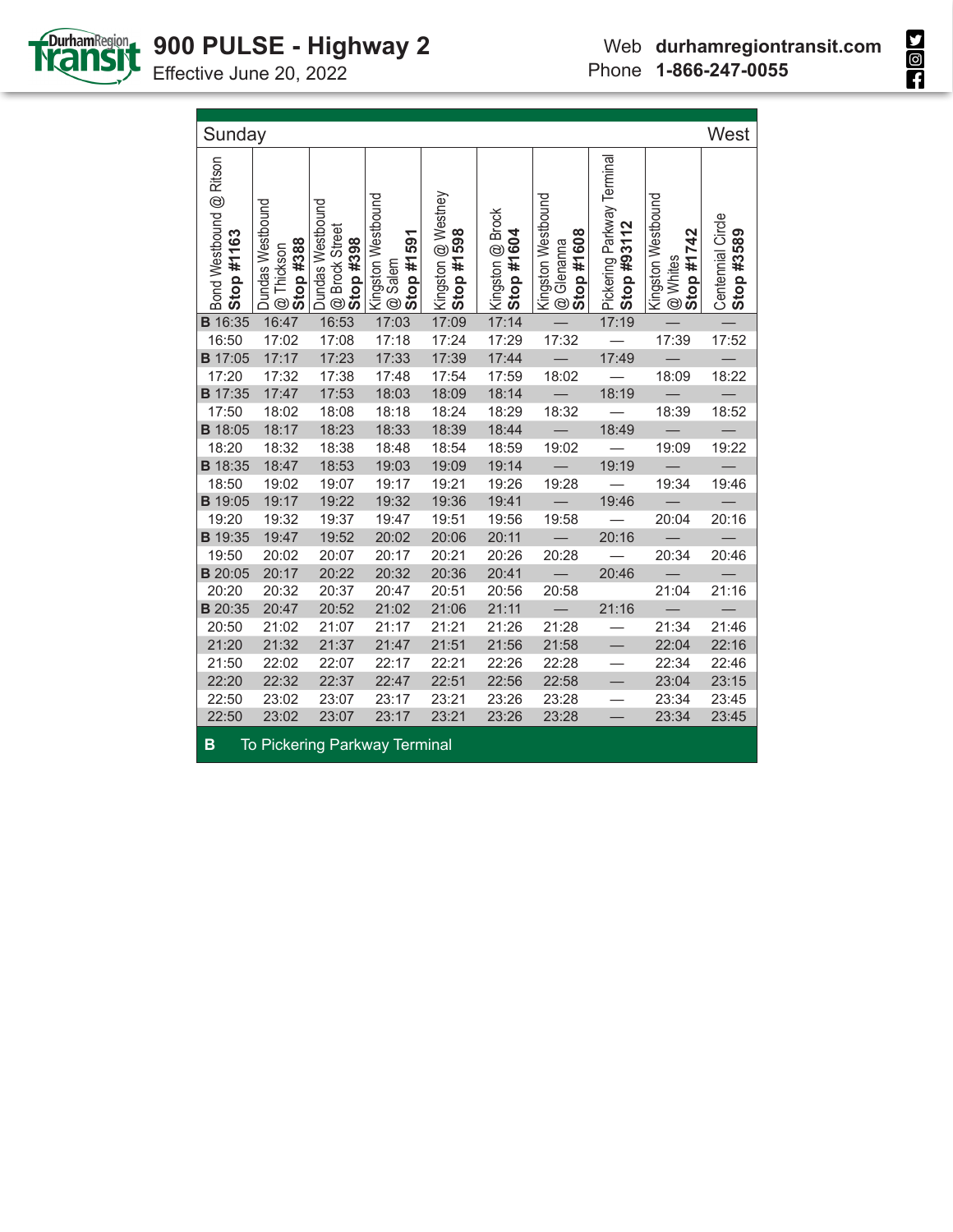# 900 PULSE - Highway 2

Effective June 20, 2022

Web **durhamregiontransit.com**
Phone **1-866-247-0055**

| Sunday | | | | | | | | | West |
|---|---|---|---|---|---|---|---|---|---|
| Bond Westbound @ Ritson **Stop #1163** | Dundas Westbound @ Thickson **Stop #388** | Dundas Westbound @ Brock Street **Stop #398** | Kingston Westbound @ Salem **Stop #1591** | Kingston @ Westney **Stop #1598** | Kingston @ Brock **Stop #1604** | Kingston Westbound @ Glenanna **Stop #1608** | Pickering Parkway Terminal **Stop #93112** | Kingston Westbound @ Whites **Stop #1742** | Centennial Circle **Stop #3589** |
| **B** 16:35 | 16:47 | 16:53 | 17:03 | 17:09 | 17:14 | — | 17:19 | — | — |
| 16:50 | 17:02 | 17:08 | 17:18 | 17:24 | 17:29 | 17:32 | — | 17:39 | 17:52 |
| **B** 17:05 | 17:17 | 17:23 | 17:33 | 17:39 | 17:44 | — | 17:49 | — | — |
| 17:20 | 17:32 | 17:38 | 17:48 | 17:54 | 17:59 | 18:02 | — | 18:09 | 18:22 |
| **B** 17:35 | 17:47 | 17:53 | 18:03 | 18:09 | 18:14 | — | 18:19 | — | — |
| 17:50 | 18:02 | 18:08 | 18:18 | 18:24 | 18:29 | 18:32 | — | 18:39 | 18:52 |
| **B** 18:05 | 18:17 | 18:23 | 18:33 | 18:39 | 18:44 | — | 18:49 | — | — |
| 18:20 | 18:32 | 18:38 | 18:48 | 18:54 | 18:59 | 19:02 | — | 19:09 | 19:22 |
| **B** 18:35 | 18:47 | 18:53 | 19:03 | 19:09 | 19:14 | — | 19:19 | — | — |
| 18:50 | 19:02 | 19:07 | 19:17 | 19:21 | 19:26 | 19:28 | — | 19:34 | 19:46 |
| **B** 19:05 | 19:17 | 19:22 | 19:32 | 19:36 | 19:41 | — | 19:46 | — | — |
| 19:20 | 19:32 | 19:37 | 19:47 | 19:51 | 19:56 | 19:58 | — | 20:04 | 20:16 |
| **B** 19:35 | 19:47 | 19:52 | 20:02 | 20:06 | 20:11 | — | 20:16 | — | — |
| 19:50 | 20:02 | 20:07 | 20:17 | 20:21 | 20:26 | 20:28 | — | 20:34 | 20:46 |
| **B** 20:05 | 20:17 | 20:22 | 20:32 | 20:36 | 20:41 | — | 20:46 | — | — |
| 20:20 | 20:32 | 20:37 | 20:47 | 20:51 | 20:56 | 20:58 | | 21:04 | 21:16 |
| **B** 20:35 | 20:47 | 20:52 | 21:02 | 21:06 | 21:11 | — | 21:16 | — | — |
| 20:50 | 21:02 | 21:07 | 21:17 | 21:21 | 21:26 | 21:28 | — | 21:34 | 21:46 |
| 21:20 | 21:32 | 21:37 | 21:47 | 21:51 | 21:56 | 21:58 | — | 22:04 | 22:16 |
| 21:50 | 22:02 | 22:07 | 22:17 | 22:21 | 22:26 | 22:28 | — | 22:34 | 22:46 |
| 22:20 | 22:32 | 22:37 | 22:47 | 22:51 | 22:56 | 22:58 | — | 23:04 | 23:15 |
| 22:50 | 23:02 | 23:07 | 23:17 | 23:21 | 23:26 | 23:28 | — | 23:34 | 23:45 |
| 22:50 | 23:02 | 23:07 | 23:17 | 23:21 | 23:26 | 23:28 | — | 23:34 | 23:45 |

**B** To Pickering Parkway Terminal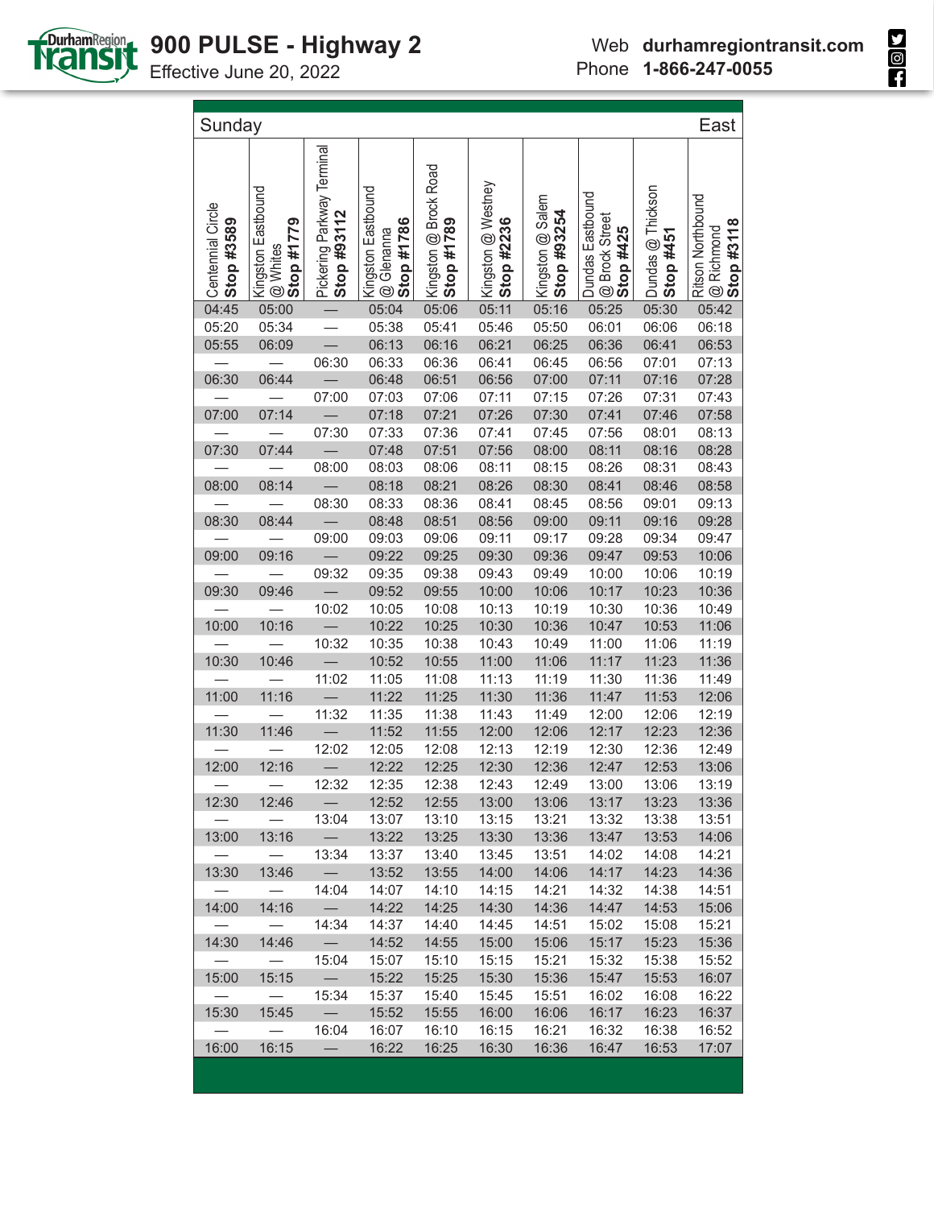# 900 PULSE - Highway 2

Effective June 20, 2022

Web **durhamregiontransit.com**
Phone **1-866-247-0055**

| Sunday | | | | | | | | | East |
|---|---|---|---|---|---|---|---|---|---|
| Centennial Circle **Stop #3589** | Kingston Eastbound @ Whites **Stop #1779** | Pickering Parkway Terminal **Stop #93112** | Kingston Eastbound @ Glenanna **Stop #1786** | Kingston @ Brock Road **Stop #1789** | Kingston @ Westney **Stop #2236** | Kingston @ Salem **Stop #93254** | Dundas Eastbound @ Brock Street **Stop #425** | Dundas @ Thickson **Stop #451** | Ritson Northbound @ Richmond **Stop #3118** |
| 04:45 | 05:00 | — | 05:04 | 05:06 | 05:11 | 05:16 | 05:25 | 05:30 | 05:42 |
| 05:20 | 05:34 | — | 05:38 | 05:41 | 05:46 | 05:50 | 06:01 | 06:06 | 06:18 |
| 05:55 | 06:09 | — | 06:13 | 06:16 | 06:21 | 06:25 | 06:36 | 06:41 | 06:53 |
| — | — | 06:30 | 06:33 | 06:36 | 06:41 | 06:45 | 06:56 | 07:01 | 07:13 |
| 06:30 | 06:44 | — | 06:48 | 06:51 | 06:56 | 07:00 | 07:11 | 07:16 | 07:28 |
| — | — | 07:00 | 07:03 | 07:06 | 07:11 | 07:15 | 07:26 | 07:31 | 07:43 |
| 07:00 | 07:14 | — | 07:18 | 07:21 | 07:26 | 07:30 | 07:41 | 07:46 | 07:58 |
| — | — | 07:30 | 07:33 | 07:36 | 07:41 | 07:45 | 07:56 | 08:01 | 08:13 |
| 07:30 | 07:44 | — | 07:48 | 07:51 | 07:56 | 08:00 | 08:11 | 08:16 | 08:28 |
| — | — | 08:00 | 08:03 | 08:06 | 08:11 | 08:15 | 08:26 | 08:31 | 08:43 |
| 08:00 | 08:14 | — | 08:18 | 08:21 | 08:26 | 08:30 | 08:41 | 08:46 | 08:58 |
| — | — | 08:30 | 08:33 | 08:36 | 08:41 | 08:45 | 08:56 | 09:01 | 09:13 |
| 08:30 | 08:44 | — | 08:48 | 08:51 | 08:56 | 09:00 | 09:11 | 09:16 | 09:28 |
| — | — | 09:00 | 09:03 | 09:06 | 09:11 | 09:17 | 09:28 | 09:34 | 09:47 |
| 09:00 | 09:16 | — | 09:22 | 09:25 | 09:30 | 09:36 | 09:47 | 09:53 | 10:06 |
| — | — | 09:32 | 09:35 | 09:38 | 09:43 | 09:49 | 10:00 | 10:06 | 10:19 |
| 09:30 | 09:46 | — | 09:52 | 09:55 | 10:00 | 10:06 | 10:17 | 10:23 | 10:36 |
| — | — | 10:02 | 10:05 | 10:08 | 10:13 | 10:19 | 10:30 | 10:36 | 10:49 |
| 10:00 | 10:16 | — | 10:22 | 10:25 | 10:30 | 10:36 | 10:47 | 10:53 | 11:06 |
| — | — | 10:32 | 10:35 | 10:38 | 10:43 | 10:49 | 11:00 | 11:06 | 11:19 |
| 10:30 | 10:46 | — | 10:52 | 10:55 | 11:00 | 11:06 | 11:17 | 11:23 | 11:36 |
| — | — | 11:02 | 11:05 | 11:08 | 11:13 | 11:19 | 11:30 | 11:36 | 11:49 |
| 11:00 | 11:16 | — | 11:22 | 11:25 | 11:30 | 11:36 | 11:47 | 11:53 | 12:06 |
| — | — | 11:32 | 11:35 | 11:38 | 11:43 | 11:49 | 12:00 | 12:06 | 12:19 |
| 11:30 | 11:46 | — | 11:52 | 11:55 | 12:00 | 12:06 | 12:17 | 12:23 | 12:36 |
| — | — | 12:02 | 12:05 | 12:08 | 12:13 | 12:19 | 12:30 | 12:36 | 12:49 |
| 12:00 | 12:16 | — | 12:22 | 12:25 | 12:30 | 12:36 | 12:47 | 12:53 | 13:06 |
| — | — | 12:32 | 12:35 | 12:38 | 12:43 | 12:49 | 13:00 | 13:06 | 13:19 |
| 12:30 | 12:46 | — | 12:52 | 12:55 | 13:00 | 13:06 | 13:17 | 13:23 | 13:36 |
| — | — | 13:04 | 13:07 | 13:10 | 13:15 | 13:21 | 13:32 | 13:38 | 13:51 |
| 13:00 | 13:16 | — | 13:22 | 13:25 | 13:30 | 13:36 | 13:47 | 13:53 | 14:06 |
| — | — | 13:34 | 13:37 | 13:40 | 13:45 | 13:51 | 14:02 | 14:08 | 14:21 |
| 13:30 | 13:46 | — | 13:52 | 13:55 | 14:00 | 14:06 | 14:17 | 14:23 | 14:36 |
| — | — | 14:04 | 14:07 | 14:10 | 14:15 | 14:21 | 14:32 | 14:38 | 14:51 |
| 14:00 | 14:16 | — | 14:22 | 14:25 | 14:30 | 14:36 | 14:47 | 14:53 | 15:06 |
| — | — | 14:34 | 14:37 | 14:40 | 14:45 | 14:51 | 15:02 | 15:08 | 15:21 |
| 14:30 | 14:46 | — | 14:52 | 14:55 | 15:00 | 15:06 | 15:17 | 15:23 | 15:36 |
| — | — | 15:04 | 15:07 | 15:10 | 15:15 | 15:21 | 15:32 | 15:38 | 15:52 |
| 15:00 | 15:15 | — | 15:22 | 15:25 | 15:30 | 15:36 | 15:47 | 15:53 | 16:07 |
| — | — | 15:34 | 15:37 | 15:40 | 15:45 | 15:51 | 16:02 | 16:08 | 16:22 |
| 15:30 | 15:45 | — | 15:52 | 15:55 | 16:00 | 16:06 | 16:17 | 16:23 | 16:37 |
| — | — | 16:04 | 16:07 | 16:10 | 16:15 | 16:21 | 16:32 | 16:38 | 16:52 |
| 16:00 | 16:15 | — | 16:22 | 16:25 | 16:30 | 16:36 | 16:47 | 16:53 | 17:07 |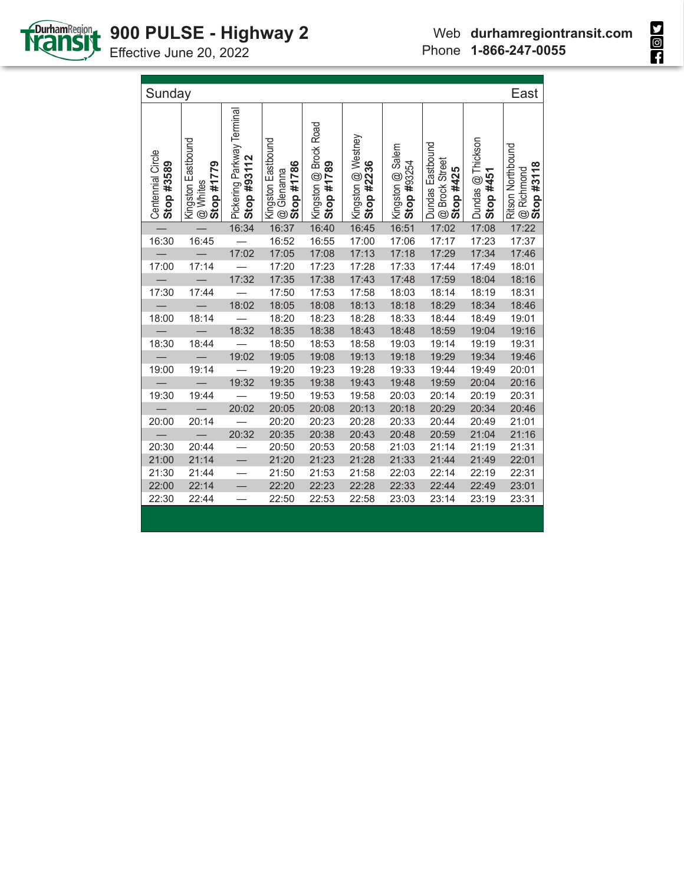# 900 PULSE - Highway 2

Effective June 20, 2022

Web **durhamregiontransit.com**
Phone **1-866-247-0055**

| Sunday | | | | | | | | | East |
|---|---|---|---|---|---|---|---|---|---|
| Centennial Circle **Stop #3589** | Kingston Eastbound @ Whites **Stop #1779** | Pickering Parkway Terminal **Stop #93112** | Kingston Eastbound @ Glenanna **Stop #1786** | Kingston @ Brock Road **Stop #1789** | Kingston @ Westney **Stop #2236** | Kingston @ Salem **Stop #93254** | Dundas Eastbound @ Brock Street **Stop #425** | Dundas @ Thickson **Stop #451** | Ritson Northbound @ Richmond **Stop #3118** |
| — | — | 16:34 | 16:37 | 16:40 | 16:45 | 16:51 | 17:02 | 17:08 | 17:22 |
| 16:30 | 16:45 | — | 16:52 | 16:55 | 17:00 | 17:06 | 17:17 | 17:23 | 17:37 |
| — | — | 17:02 | 17:05 | 17:08 | 17:13 | 17:18 | 17:29 | 17:34 | 17:46 |
| 17:00 | 17:14 | — | 17:20 | 17:23 | 17:28 | 17:33 | 17:44 | 17:49 | 18:01 |
| — | — | 17:32 | 17:35 | 17:38 | 17:43 | 17:48 | 17:59 | 18:04 | 18:16 |
| 17:30 | 17:44 | — | 17:50 | 17:53 | 17:58 | 18:03 | 18:14 | 18:19 | 18:31 |
| — | — | 18:02 | 18:05 | 18:08 | 18:13 | 18:18 | 18:29 | 18:34 | 18:46 |
| 18:00 | 18:14 | — | 18:20 | 18:23 | 18:28 | 18:33 | 18:44 | 18:49 | 19:01 |
| — | — | 18:32 | 18:35 | 18:38 | 18:43 | 18:48 | 18:59 | 19:04 | 19:16 |
| 18:30 | 18:44 | — | 18:50 | 18:53 | 18:58 | 19:03 | 19:14 | 19:19 | 19:31 |
| — | — | 19:02 | 19:05 | 19:08 | 19:13 | 19:18 | 19:29 | 19:34 | 19:46 |
| 19:00 | 19:14 | — | 19:20 | 19:23 | 19:28 | 19:33 | 19:44 | 19:49 | 20:01 |
| — | — | 19:32 | 19:35 | 19:38 | 19:43 | 19:48 | 19:59 | 20:04 | 20:16 |
| 19:30 | 19:44 | — | 19:50 | 19:53 | 19:58 | 20:03 | 20:14 | 20:19 | 20:31 |
| — | — | 20:02 | 20:05 | 20:08 | 20:13 | 20:18 | 20:29 | 20:34 | 20:46 |
| 20:00 | 20:14 | — | 20:20 | 20:23 | 20:28 | 20:33 | 20:44 | 20:49 | 21:01 |
| — | — | 20:32 | 20:35 | 20:38 | 20:43 | 20:48 | 20:59 | 21:04 | 21:16 |
| 20:30 | 20:44 | — | 20:50 | 20:53 | 20:58 | 21:03 | 21:14 | 21:19 | 21:31 |
| 21:00 | 21:14 | — | 21:20 | 21:23 | 21:28 | 21:33 | 21:44 | 21:49 | 22:01 |
| 21:30 | 21:44 | — | 21:50 | 21:53 | 21:58 | 22:03 | 22:14 | 22:19 | 22:31 |
| 22:00 | 22:14 | — | 22:20 | 22:23 | 22:28 | 22:33 | 22:44 | 22:49 | 23:01 |
| 22:30 | 22:44 | — | 22:50 | 22:53 | 22:58 | 23:03 | 23:14 | 23:19 | 23:31 |